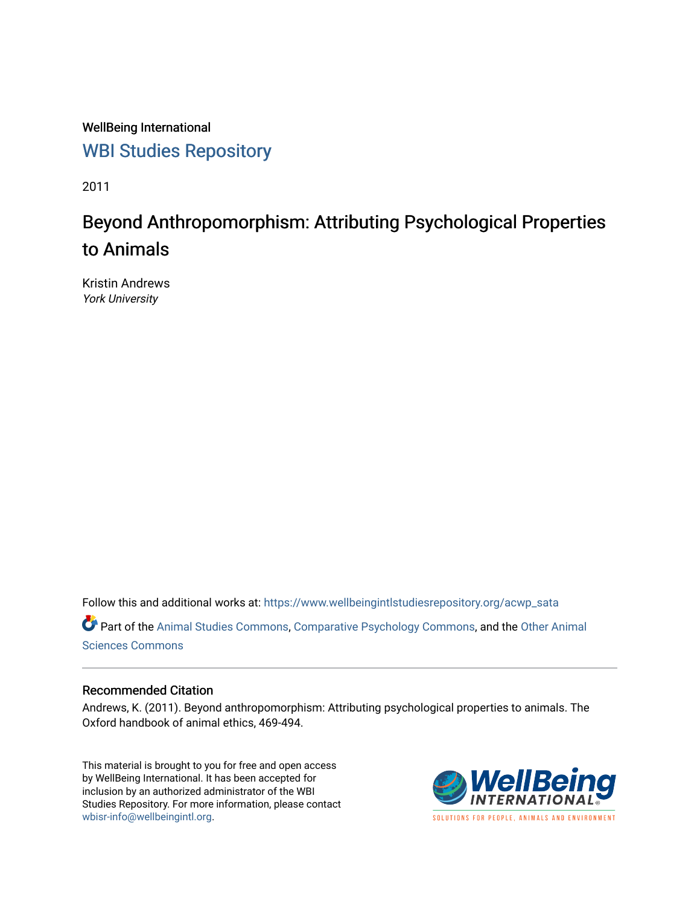WellBeing International

WBI Studies Repository

2011

# Beyond Anthropomorphism: Attributing Psychological Properties to Animals

Kristin Andrews
*York University*

Follow this and additional works at: https://www.wellbeingintlstudiesrepository.org/acwp_sata

Part of the Animal Studies Commons, Comparative Psychology Commons, and the Other Animal Sciences Commons

## Recommended Citation

Andrews, K. (2011). Beyond anthropomorphism: Attributing psychological properties to animals. The Oxford handbook of animal ethics, 469-494.

This material is brought to you for free and open access by WellBeing International. It has been accepted for inclusion by an authorized administrator of the WBI Studies Repository. For more information, please contact wbisr-info@wellbeingintl.org.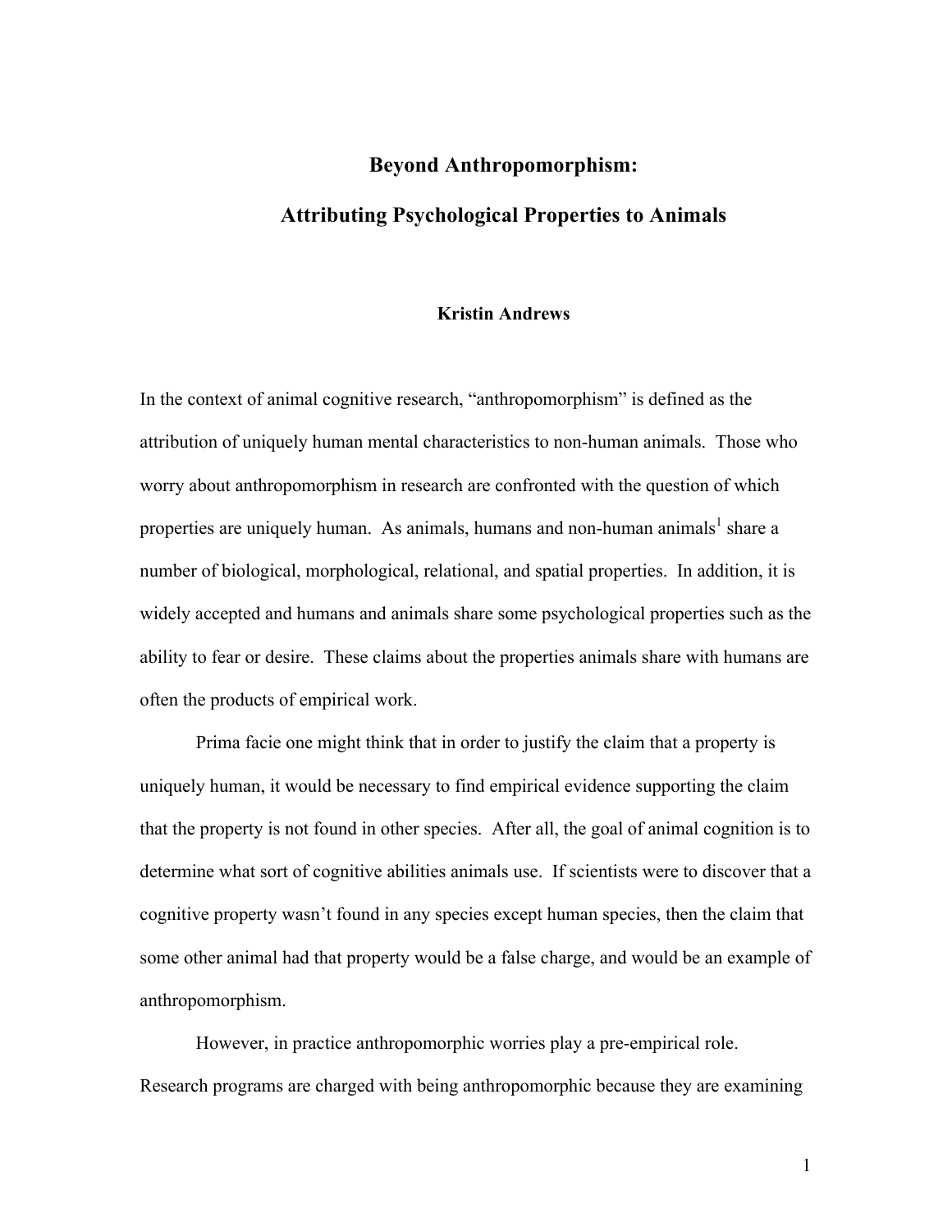# Beyond Anthropomorphism:

# Attributing Psychological Properties to Animals

**Kristin Andrews**

In the context of animal cognitive research, "anthropomorphism" is defined as the attribution of uniquely human mental characteristics to non-human animals. Those who worry about anthropomorphism in research are confronted with the question of which properties are uniquely human. As animals, humans and non-human animals[1] share a number of biological, morphological, relational, and spatial properties. In addition, it is widely accepted and humans and animals share some psychological properties such as the ability to fear or desire. These claims about the properties animals share with humans are often the products of empirical work.

Prima facie one might think that in order to justify the claim that a property is uniquely human, it would be necessary to find empirical evidence supporting the claim that the property is not found in other species. After all, the goal of animal cognition is to determine what sort of cognitive abilities animals use. If scientists were to discover that a cognitive property wasn't found in any species except human species, then the claim that some other animal had that property would be a false charge, and would be an example of anthropomorphism.

However, in practice anthropomorphic worries play a pre-empirical role. Research programs are charged with being anthropomorphic because they are examining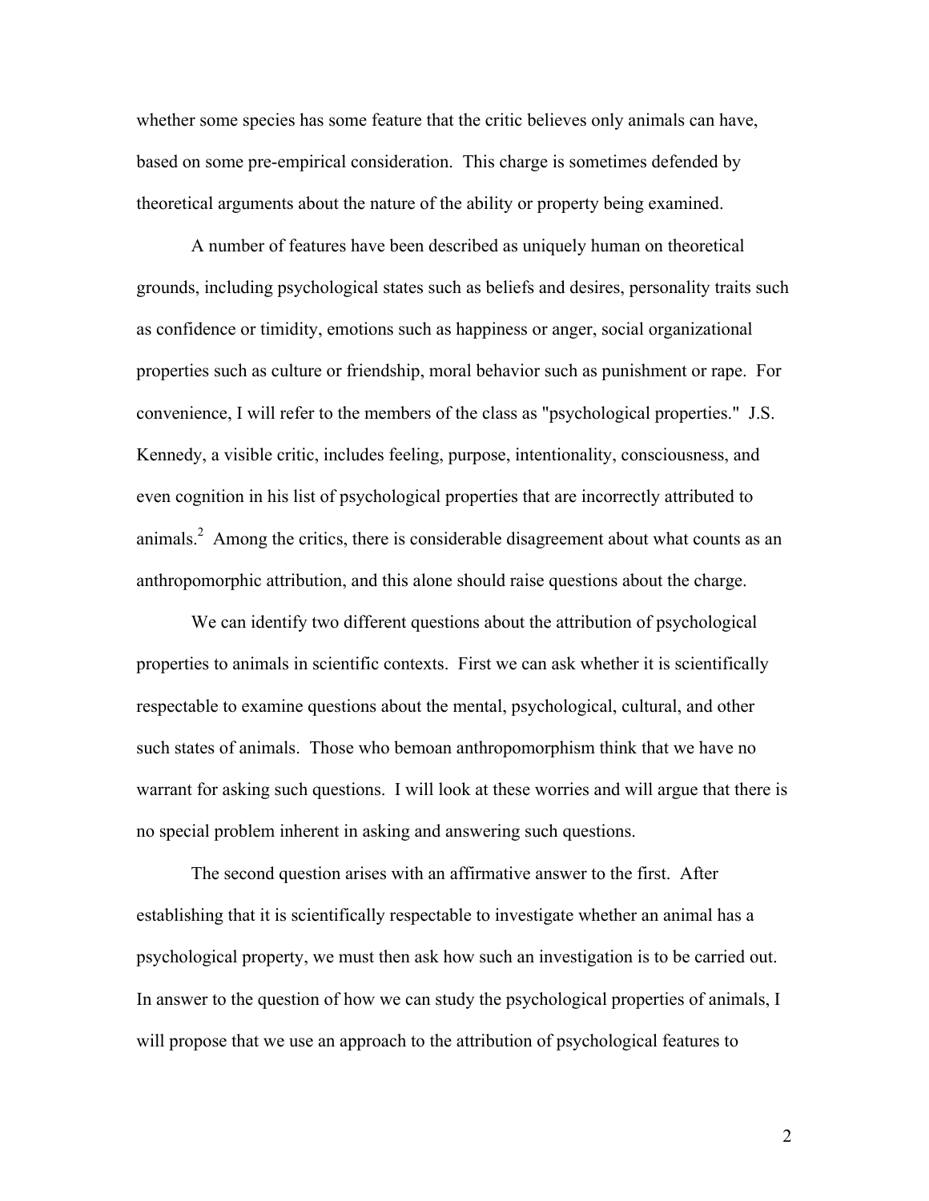whether some species has some feature that the critic believes only animals can have, based on some pre-empirical consideration. This charge is sometimes defended by theoretical arguments about the nature of the ability or property being examined.

A number of features have been described as uniquely human on theoretical grounds, including psychological states such as beliefs and desires, personality traits such as confidence or timidity, emotions such as happiness or anger, social organizational properties such as culture or friendship, moral behavior such as punishment or rape. For convenience, I will refer to the members of the class as "psychological properties." J.S. Kennedy, a visible critic, includes feeling, purpose, intentionality, consciousness, and even cognition in his list of psychological properties that are incorrectly attributed to animals.[2] Among the critics, there is considerable disagreement about what counts as an anthropomorphic attribution, and this alone should raise questions about the charge.

We can identify two different questions about the attribution of psychological properties to animals in scientific contexts. First we can ask whether it is scientifically respectable to examine questions about the mental, psychological, cultural, and other such states of animals. Those who bemoan anthropomorphism think that we have no warrant for asking such questions. I will look at these worries and will argue that there is no special problem inherent in asking and answering such questions.

The second question arises with an affirmative answer to the first. After establishing that it is scientifically respectable to investigate whether an animal has a psychological property, we must then ask how such an investigation is to be carried out. In answer to the question of how we can study the psychological properties of animals, I will propose that we use an approach to the attribution of psychological features to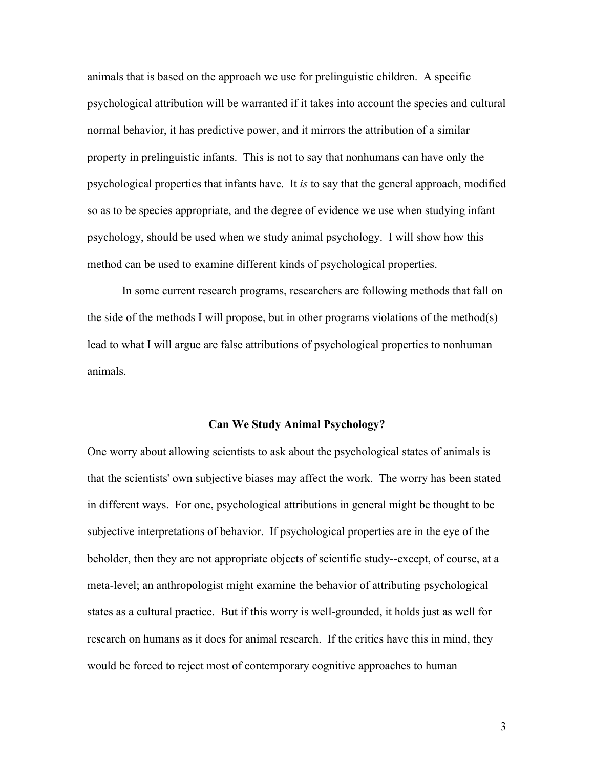animals that is based on the approach we use for prelinguistic children. A specific psychological attribution will be warranted if it takes into account the species and cultural normal behavior, it has predictive power, and it mirrors the attribution of a similar property in prelinguistic infants. This is not to say that nonhumans can have only the psychological properties that infants have. It *is* to say that the general approach, modified so as to be species appropriate, and the degree of evidence we use when studying infant psychology, should be used when we study animal psychology. I will show how this method can be used to examine different kinds of psychological properties.

In some current research programs, researchers are following methods that fall on the side of the methods I will propose, but in other programs violations of the method(s) lead to what I will argue are false attributions of psychological properties to nonhuman animals.

## Can We Study Animal Psychology?

One worry about allowing scientists to ask about the psychological states of animals is that the scientists' own subjective biases may affect the work. The worry has been stated in different ways. For one, psychological attributions in general might be thought to be subjective interpretations of behavior. If psychological properties are in the eye of the beholder, then they are not appropriate objects of scientific study--except, of course, at a meta-level; an anthropologist might examine the behavior of attributing psychological states as a cultural practice. But if this worry is well-grounded, it holds just as well for research on humans as it does for animal research. If the critics have this in mind, they would be forced to reject most of contemporary cognitive approaches to human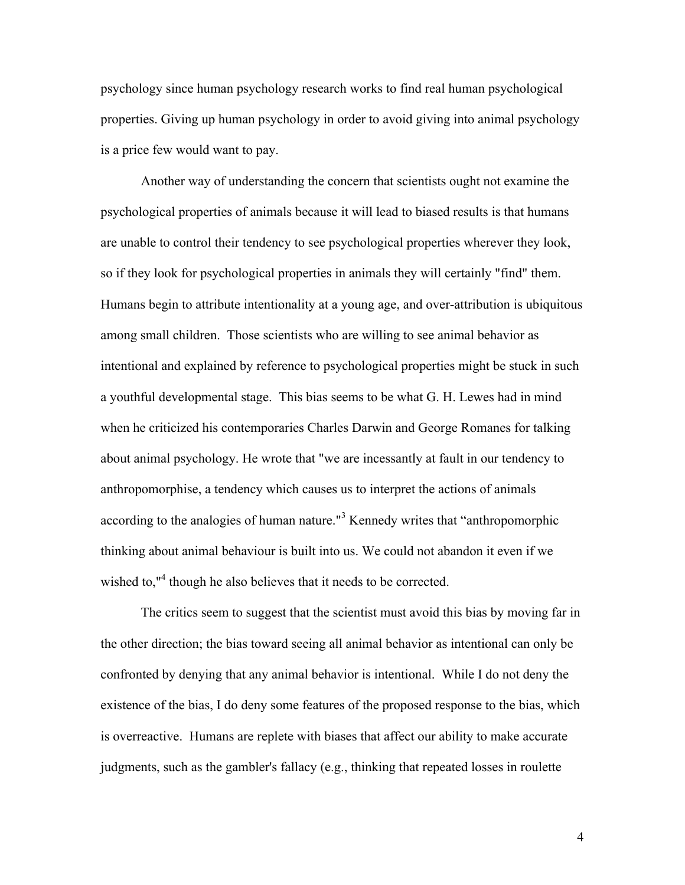psychology since human psychology research works to find real human psychological properties. Giving up human psychology in order to avoid giving into animal psychology is a price few would want to pay.

Another way of understanding the concern that scientists ought not examine the psychological properties of animals because it will lead to biased results is that humans are unable to control their tendency to see psychological properties wherever they look, so if they look for psychological properties in animals they will certainly "find" them. Humans begin to attribute intentionality at a young age, and over-attribution is ubiquitous among small children. Those scientists who are willing to see animal behavior as intentional and explained by reference to psychological properties might be stuck in such a youthful developmental stage. This bias seems to be what G. H. Lewes had in mind when he criticized his contemporaries Charles Darwin and George Romanes for talking about animal psychology. He wrote that "we are incessantly at fault in our tendency to anthropomorphise, a tendency which causes us to interpret the actions of animals according to the analogies of human nature."[3] Kennedy writes that "anthropomorphic thinking about animal behaviour is built into us. We could not abandon it even if we wished to,"[4] though he also believes that it needs to be corrected.

The critics seem to suggest that the scientist must avoid this bias by moving far in the other direction; the bias toward seeing all animal behavior as intentional can only be confronted by denying that any animal behavior is intentional. While I do not deny the existence of the bias, I do deny some features of the proposed response to the bias, which is overreactive. Humans are replete with biases that affect our ability to make accurate judgments, such as the gambler's fallacy (e.g., thinking that repeated losses in roulette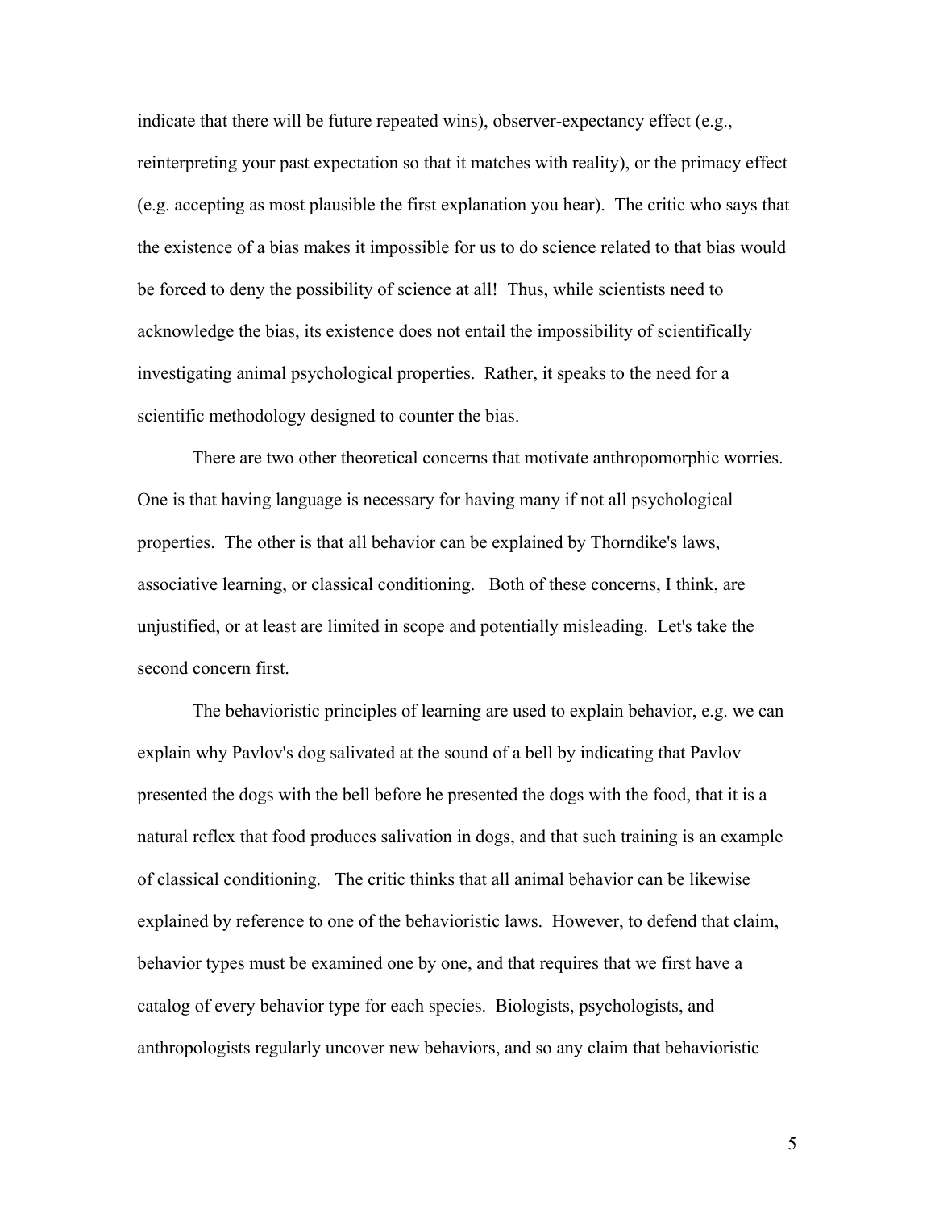indicate that there will be future repeated wins), observer-expectancy effect (e.g., reinterpreting your past expectation so that it matches with reality), or the primacy effect (e.g. accepting as most plausible the first explanation you hear). The critic who says that the existence of a bias makes it impossible for us to do science related to that bias would be forced to deny the possibility of science at all! Thus, while scientists need to acknowledge the bias, its existence does not entail the impossibility of scientifically investigating animal psychological properties. Rather, it speaks to the need for a scientific methodology designed to counter the bias.

There are two other theoretical concerns that motivate anthropomorphic worries. One is that having language is necessary for having many if not all psychological properties. The other is that all behavior can be explained by Thorndike's laws, associative learning, or classical conditioning. Both of these concerns, I think, are unjustified, or at least are limited in scope and potentially misleading. Let's take the second concern first.

The behavioristic principles of learning are used to explain behavior, e.g. we can explain why Pavlov's dog salivated at the sound of a bell by indicating that Pavlov presented the dogs with the bell before he presented the dogs with the food, that it is a natural reflex that food produces salivation in dogs, and that such training is an example of classical conditioning. The critic thinks that all animal behavior can be likewise explained by reference to one of the behavioristic laws. However, to defend that claim, behavior types must be examined one by one, and that requires that we first have a catalog of every behavior type for each species. Biologists, psychologists, and anthropologists regularly uncover new behaviors, and so any claim that behavioristic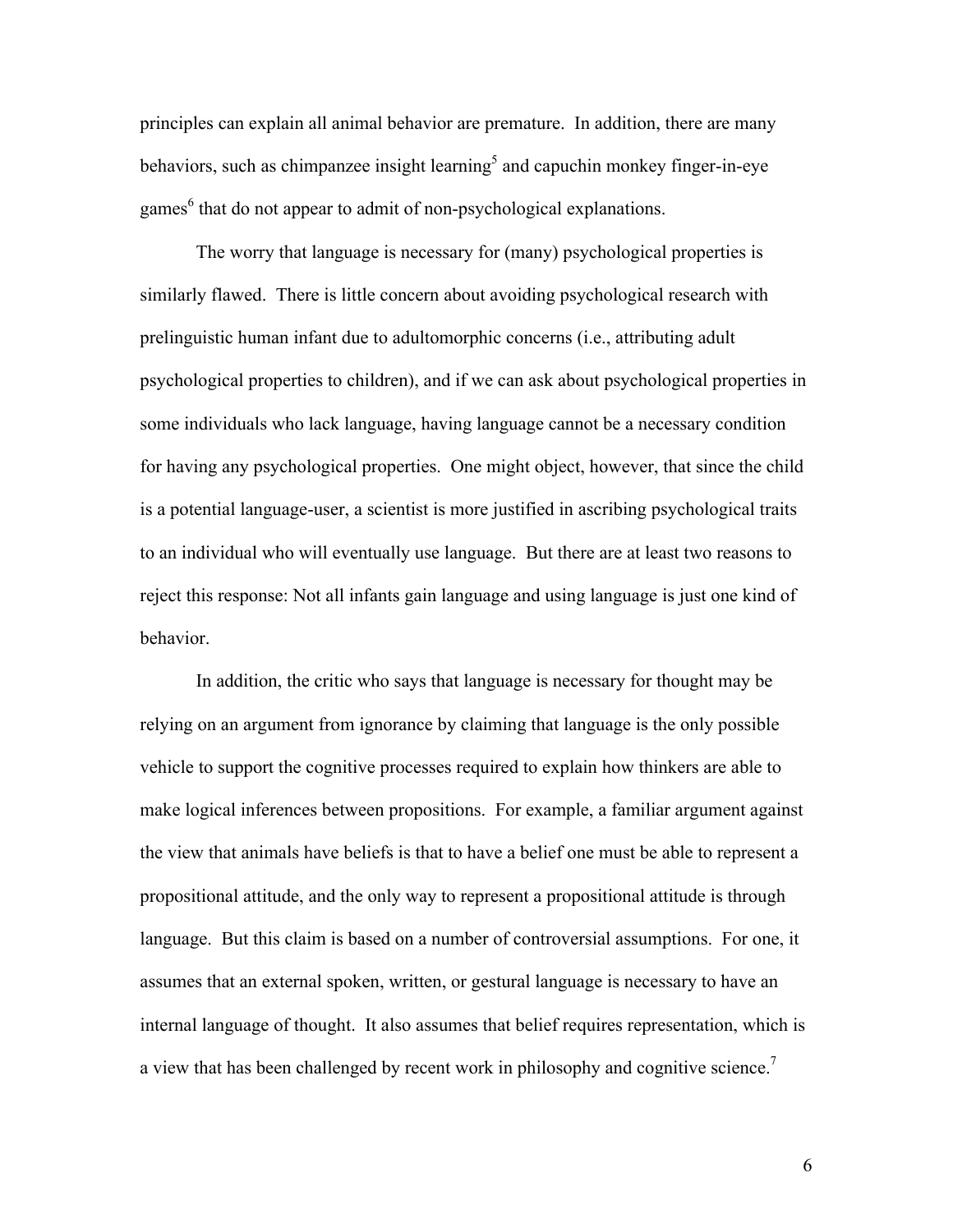principles can explain all animal behavior are premature. In addition, there are many behaviors, such as chimpanzee insight learning[5] and capuchin monkey finger-in-eye games[6] that do not appear to admit of non-psychological explanations.

The worry that language is necessary for (many) psychological properties is similarly flawed. There is little concern about avoiding psychological research with prelinguistic human infant due to adultomorphic concerns (i.e., attributing adult psychological properties to children), and if we can ask about psychological properties in some individuals who lack language, having language cannot be a necessary condition for having any psychological properties. One might object, however, that since the child is a potential language-user, a scientist is more justified in ascribing psychological traits to an individual who will eventually use language. But there are at least two reasons to reject this response: Not all infants gain language and using language is just one kind of behavior.

In addition, the critic who says that language is necessary for thought may be relying on an argument from ignorance by claiming that language is the only possible vehicle to support the cognitive processes required to explain how thinkers are able to make logical inferences between propositions. For example, a familiar argument against the view that animals have beliefs is that to have a belief one must be able to represent a propositional attitude, and the only way to represent a propositional attitude is through language. But this claim is based on a number of controversial assumptions. For one, it assumes that an external spoken, written, or gestural language is necessary to have an internal language of thought. It also assumes that belief requires representation, which is a view that has been challenged by recent work in philosophy and cognitive science.[7]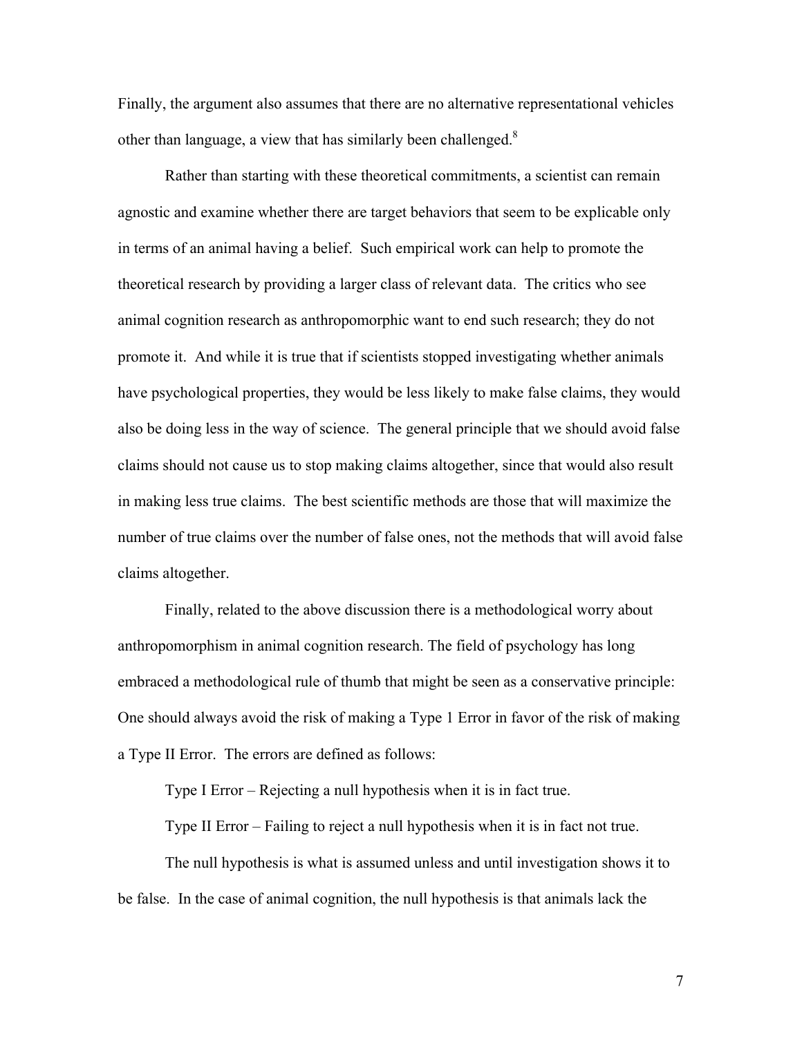Finally, the argument also assumes that there are no alternative representational vehicles other than language, a view that has similarly been challenged.[8]

Rather than starting with these theoretical commitments, a scientist can remain agnostic and examine whether there are target behaviors that seem to be explicable only in terms of an animal having a belief. Such empirical work can help to promote the theoretical research by providing a larger class of relevant data. The critics who see animal cognition research as anthropomorphic want to end such research; they do not promote it. And while it is true that if scientists stopped investigating whether animals have psychological properties, they would be less likely to make false claims, they would also be doing less in the way of science. The general principle that we should avoid false claims should not cause us to stop making claims altogether, since that would also result in making less true claims. The best scientific methods are those that will maximize the number of true claims over the number of false ones, not the methods that will avoid false claims altogether.

Finally, related to the above discussion there is a methodological worry about anthropomorphism in animal cognition research. The field of psychology has long embraced a methodological rule of thumb that might be seen as a conservative principle: One should always avoid the risk of making a Type 1 Error in favor of the risk of making a Type II Error. The errors are defined as follows:

Type I Error – Rejecting a null hypothesis when it is in fact true.

Type II Error – Failing to reject a null hypothesis when it is in fact not true.

The null hypothesis is what is assumed unless and until investigation shows it to be false. In the case of animal cognition, the null hypothesis is that animals lack the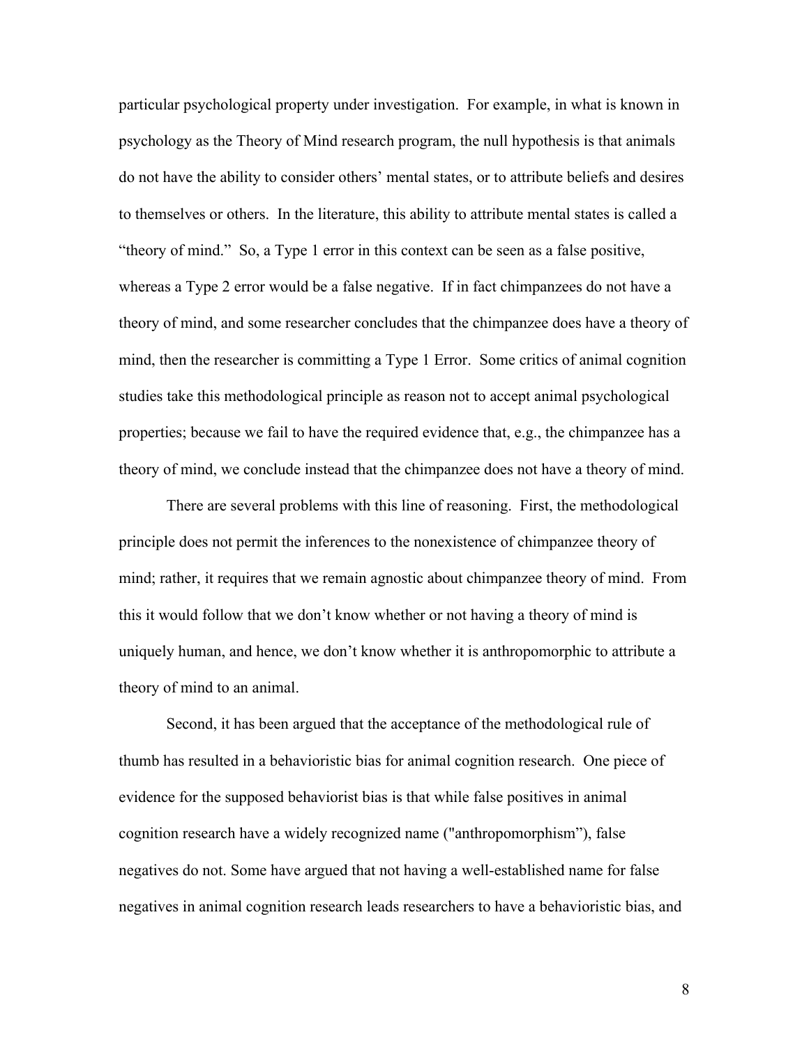particular psychological property under investigation. For example, in what is known in psychology as the Theory of Mind research program, the null hypothesis is that animals do not have the ability to consider others' mental states, or to attribute beliefs and desires to themselves or others. In the literature, this ability to attribute mental states is called a "theory of mind." So, a Type 1 error in this context can be seen as a false positive, whereas a Type 2 error would be a false negative. If in fact chimpanzees do not have a theory of mind, and some researcher concludes that the chimpanzee does have a theory of mind, then the researcher is committing a Type 1 Error. Some critics of animal cognition studies take this methodological principle as reason not to accept animal psychological properties; because we fail to have the required evidence that, e.g., the chimpanzee has a theory of mind, we conclude instead that the chimpanzee does not have a theory of mind.

There are several problems with this line of reasoning. First, the methodological principle does not permit the inferences to the nonexistence of chimpanzee theory of mind; rather, it requires that we remain agnostic about chimpanzee theory of mind. From this it would follow that we don't know whether or not having a theory of mind is uniquely human, and hence, we don't know whether it is anthropomorphic to attribute a theory of mind to an animal.

Second, it has been argued that the acceptance of the methodological rule of thumb has resulted in a behavioristic bias for animal cognition research. One piece of evidence for the supposed behaviorist bias is that while false positives in animal cognition research have a widely recognized name ("anthropomorphism"), false negatives do not. Some have argued that not having a well-established name for false negatives in animal cognition research leads researchers to have a behavioristic bias, and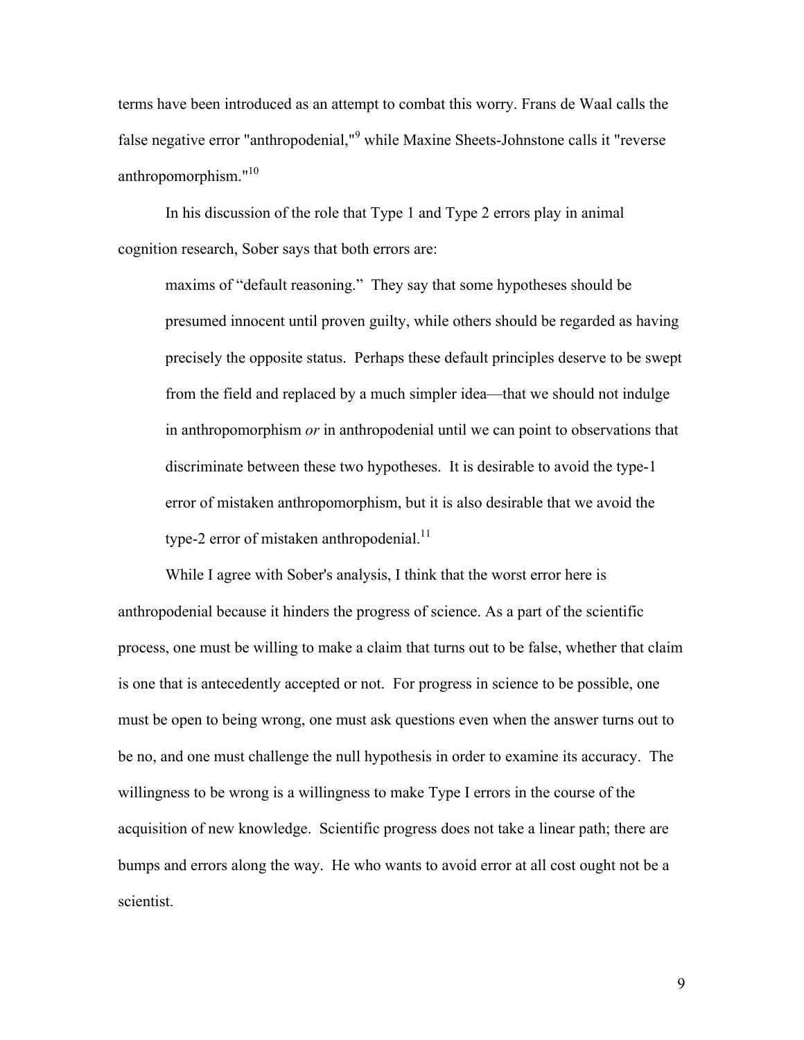terms have been introduced as an attempt to combat this worry. Frans de Waal calls the false negative error "anthropodenial,"[9] while Maxine Sheets-Johnstone calls it "reverse anthropomorphism."[10]

In his discussion of the role that Type 1 and Type 2 errors play in animal cognition research, Sober says that both errors are:

> maxims of "default reasoning." They say that some hypotheses should be presumed innocent until proven guilty, while others should be regarded as having precisely the opposite status. Perhaps these default principles deserve to be swept from the field and replaced by a much simpler idea—that we should not indulge in anthropomorphism *or* in anthropodenial until we can point to observations that discriminate between these two hypotheses. It is desirable to avoid the type-1 error of mistaken anthropomorphism, but it is also desirable that we avoid the type-2 error of mistaken anthropodenial.[11]

While I agree with Sober's analysis, I think that the worst error here is anthropodenial because it hinders the progress of science. As a part of the scientific process, one must be willing to make a claim that turns out to be false, whether that claim is one that is antecedently accepted or not. For progress in science to be possible, one must be open to being wrong, one must ask questions even when the answer turns out to be no, and one must challenge the null hypothesis in order to examine its accuracy. The willingness to be wrong is a willingness to make Type I errors in the course of the acquisition of new knowledge. Scientific progress does not take a linear path; there are bumps and errors along the way. He who wants to avoid error at all cost ought not be a scientist.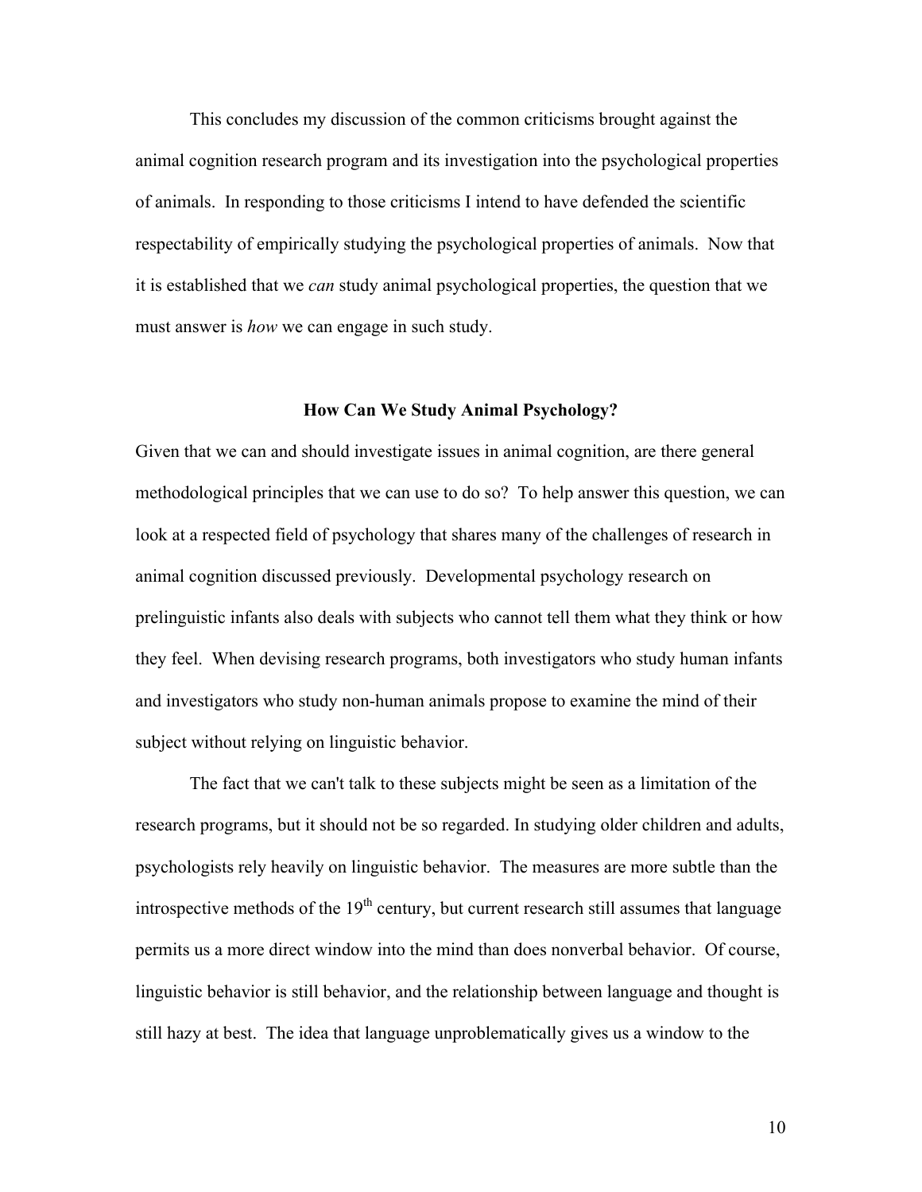This concludes my discussion of the common criticisms brought against the animal cognition research program and its investigation into the psychological properties of animals. In responding to those criticisms I intend to have defended the scientific respectability of empirically studying the psychological properties of animals. Now that it is established that we *can* study animal psychological properties, the question that we must answer is *how* we can engage in such study.

## How Can We Study Animal Psychology?

Given that we can and should investigate issues in animal cognition, are there general methodological principles that we can use to do so? To help answer this question, we can look at a respected field of psychology that shares many of the challenges of research in animal cognition discussed previously. Developmental psychology research on prelinguistic infants also deals with subjects who cannot tell them what they think or how they feel. When devising research programs, both investigators who study human infants and investigators who study non-human animals propose to examine the mind of their subject without relying on linguistic behavior.

The fact that we can't talk to these subjects might be seen as a limitation of the research programs, but it should not be so regarded. In studying older children and adults, psychologists rely heavily on linguistic behavior. The measures are more subtle than the introspective methods of the 19th century, but current research still assumes that language permits us a more direct window into the mind than does nonverbal behavior. Of course, linguistic behavior is still behavior, and the relationship between language and thought is still hazy at best. The idea that language unproblematically gives us a window to the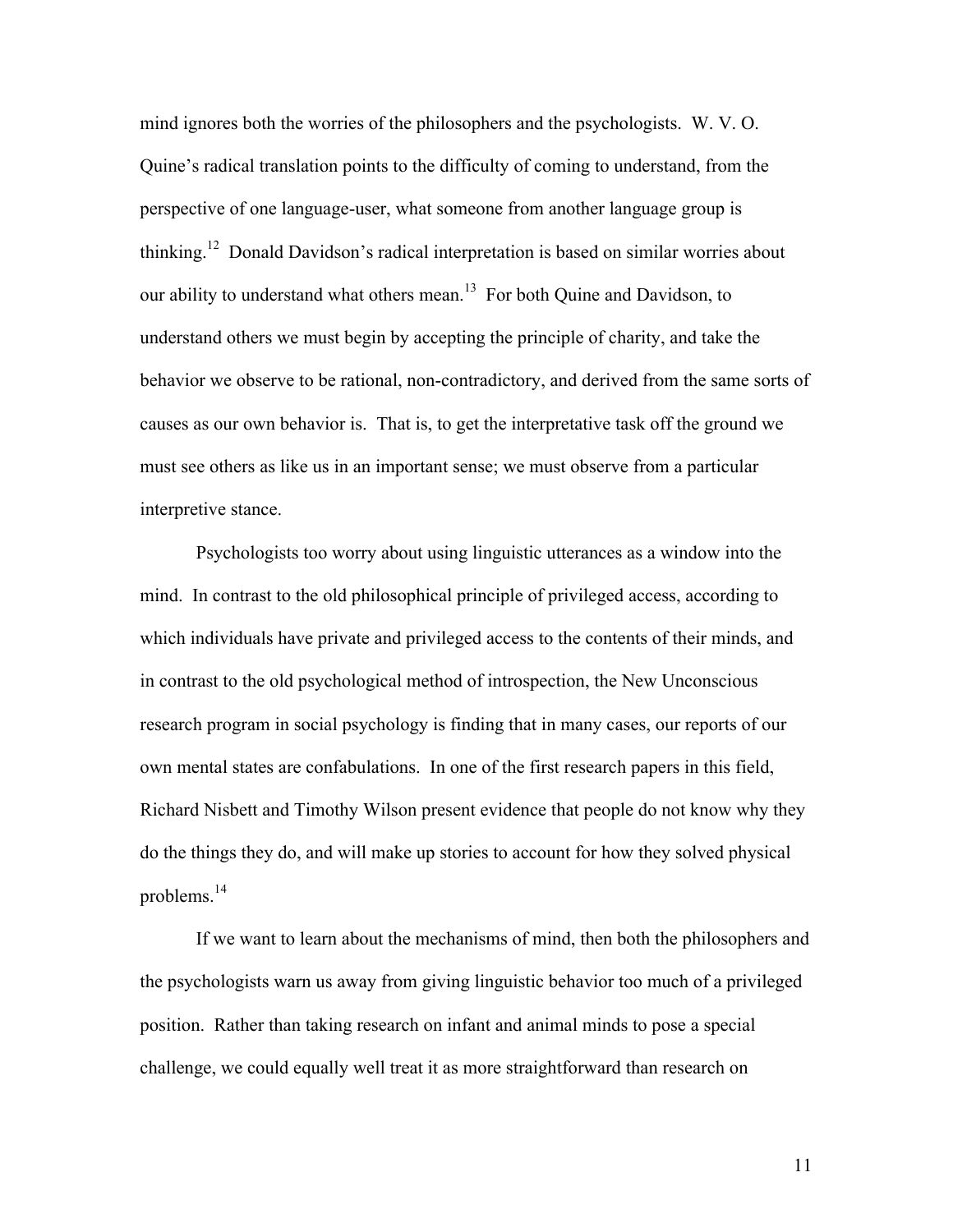mind ignores both the worries of the philosophers and the psychologists. W. V. O. Quine's radical translation points to the difficulty of coming to understand, from the perspective of one language-user, what someone from another language group is thinking.[12] Donald Davidson's radical interpretation is based on similar worries about our ability to understand what others mean.[13] For both Quine and Davidson, to understand others we must begin by accepting the principle of charity, and take the behavior we observe to be rational, non-contradictory, and derived from the same sorts of causes as our own behavior is. That is, to get the interpretative task off the ground we must see others as like us in an important sense; we must observe from a particular interpretive stance.

Psychologists too worry about using linguistic utterances as a window into the mind. In contrast to the old philosophical principle of privileged access, according to which individuals have private and privileged access to the contents of their minds, and in contrast to the old psychological method of introspection, the New Unconscious research program in social psychology is finding that in many cases, our reports of our own mental states are confabulations. In one of the first research papers in this field, Richard Nisbett and Timothy Wilson present evidence that people do not know why they do the things they do, and will make up stories to account for how they solved physical problems.[14]

If we want to learn about the mechanisms of mind, then both the philosophers and the psychologists warn us away from giving linguistic behavior too much of a privileged position. Rather than taking research on infant and animal minds to pose a special challenge, we could equally well treat it as more straightforward than research on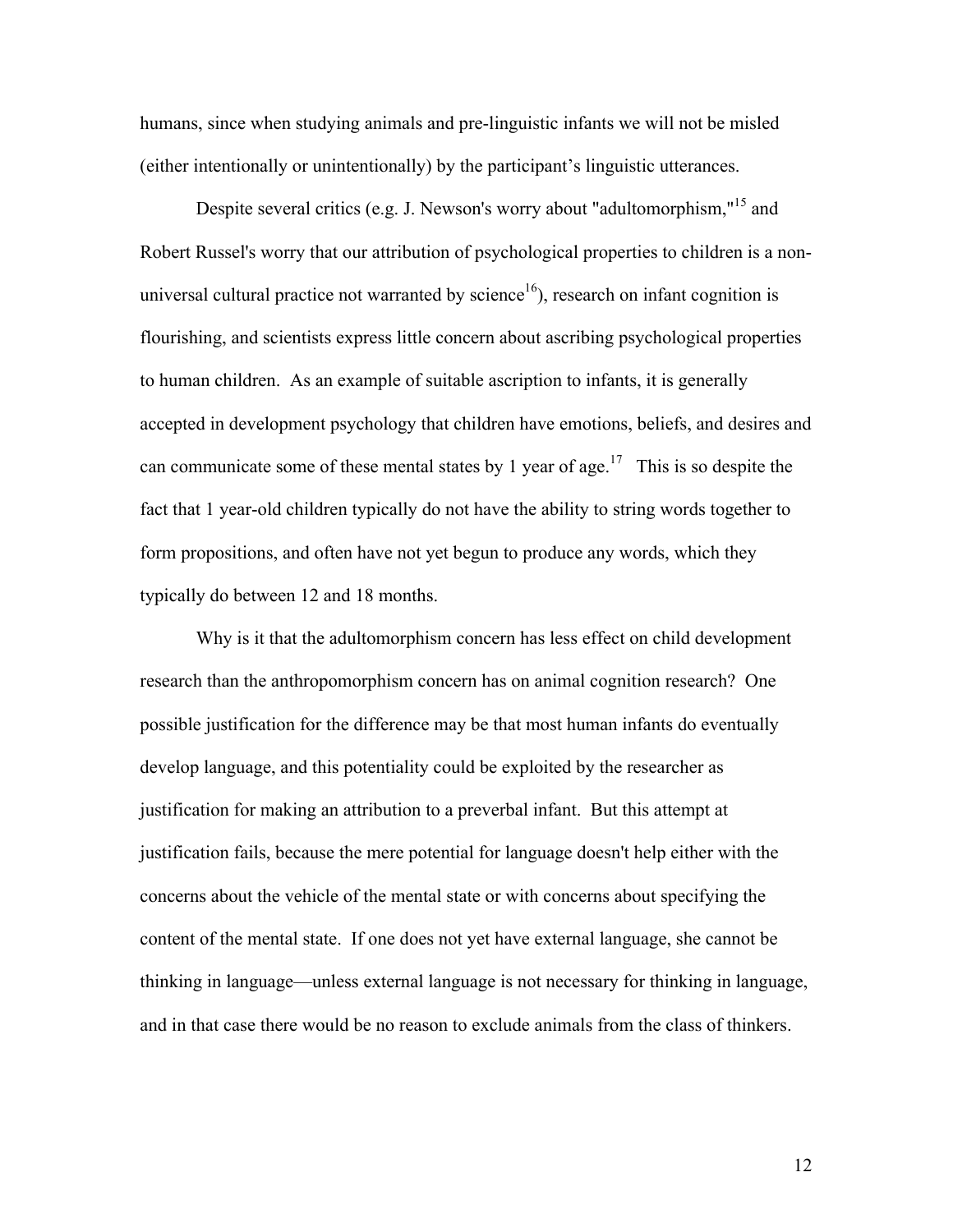humans, since when studying animals and pre-linguistic infants we will not be misled (either intentionally or unintentionally) by the participant's linguistic utterances.

Despite several critics (e.g. J. Newson's worry about "adultomorphism,"[15] and Robert Russel's worry that our attribution of psychological properties to children is a non-universal cultural practice not warranted by science[16]), research on infant cognition is flourishing, and scientists express little concern about ascribing psychological properties to human children. As an example of suitable ascription to infants, it is generally accepted in development psychology that children have emotions, beliefs, and desires and can communicate some of these mental states by 1 year of age.[17] This is so despite the fact that 1 year-old children typically do not have the ability to string words together to form propositions, and often have not yet begun to produce any words, which they typically do between 12 and 18 months.

Why is it that the adultomorphism concern has less effect on child development research than the anthropomorphism concern has on animal cognition research? One possible justification for the difference may be that most human infants do eventually develop language, and this potentiality could be exploited by the researcher as justification for making an attribution to a preverbal infant. But this attempt at justification fails, because the mere potential for language doesn't help either with the concerns about the vehicle of the mental state or with concerns about specifying the content of the mental state. If one does not yet have external language, she cannot be thinking in language—unless external language is not necessary for thinking in language, and in that case there would be no reason to exclude animals from the class of thinkers.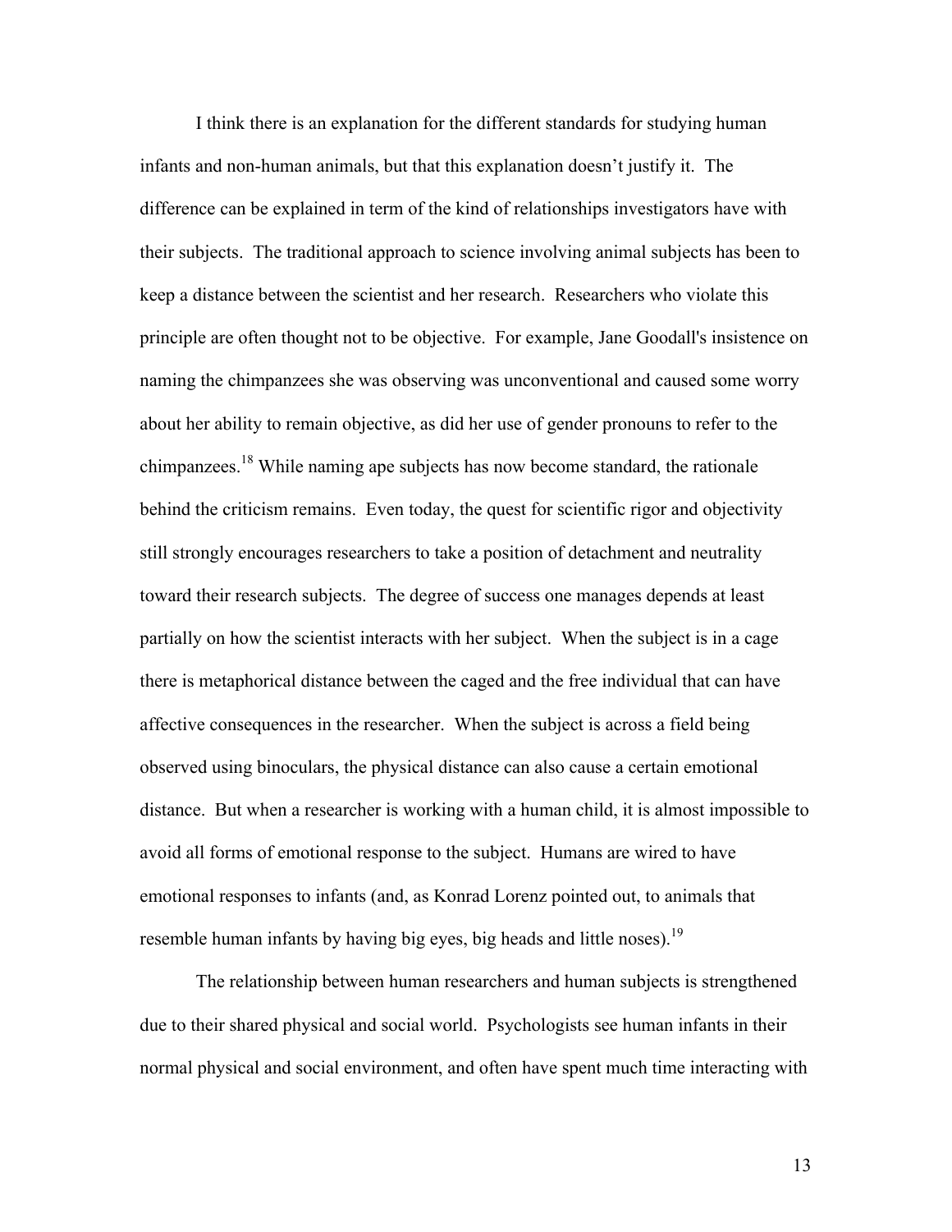I think there is an explanation for the different standards for studying human infants and non-human animals, but that this explanation doesn't justify it. The difference can be explained in term of the kind of relationships investigators have with their subjects. The traditional approach to science involving animal subjects has been to keep a distance between the scientist and her research. Researchers who violate this principle are often thought not to be objective. For example, Jane Goodall's insistence on naming the chimpanzees she was observing was unconventional and caused some worry about her ability to remain objective, as did her use of gender pronouns to refer to the chimpanzees.[18] While naming ape subjects has now become standard, the rationale behind the criticism remains. Even today, the quest for scientific rigor and objectivity still strongly encourages researchers to take a position of detachment and neutrality toward their research subjects. The degree of success one manages depends at least partially on how the scientist interacts with her subject. When the subject is in a cage there is metaphorical distance between the caged and the free individual that can have affective consequences in the researcher. When the subject is across a field being observed using binoculars, the physical distance can also cause a certain emotional distance. But when a researcher is working with a human child, it is almost impossible to avoid all forms of emotional response to the subject. Humans are wired to have emotional responses to infants (and, as Konrad Lorenz pointed out, to animals that resemble human infants by having big eyes, big heads and little noses).[19]

The relationship between human researchers and human subjects is strengthened due to their shared physical and social world. Psychologists see human infants in their normal physical and social environment, and often have spent much time interacting with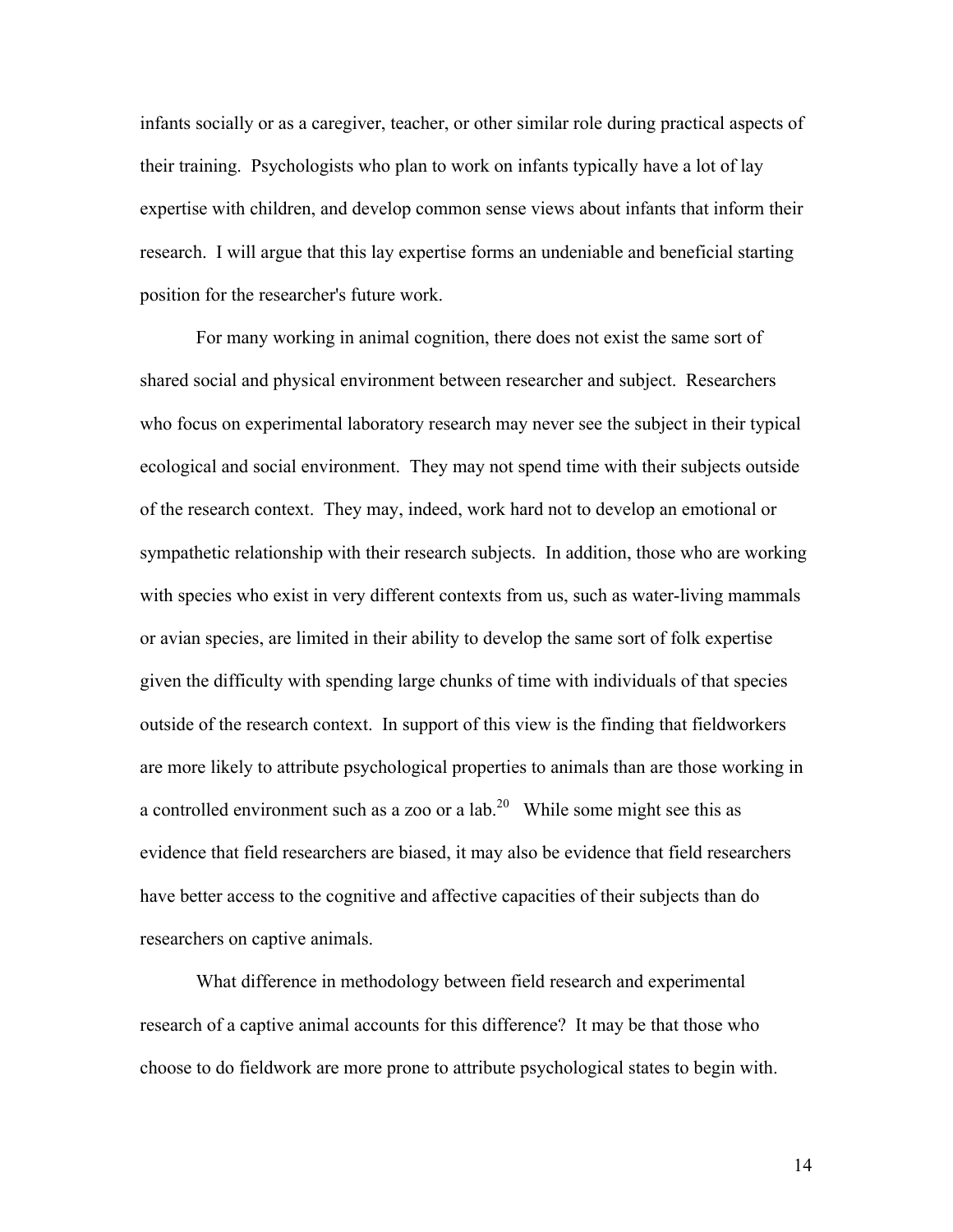infants socially or as a caregiver, teacher, or other similar role during practical aspects of their training. Psychologists who plan to work on infants typically have a lot of lay expertise with children, and develop common sense views about infants that inform their research. I will argue that this lay expertise forms an undeniable and beneficial starting position for the researcher's future work.

For many working in animal cognition, there does not exist the same sort of shared social and physical environment between researcher and subject. Researchers who focus on experimental laboratory research may never see the subject in their typical ecological and social environment. They may not spend time with their subjects outside of the research context. They may, indeed, work hard not to develop an emotional or sympathetic relationship with their research subjects. In addition, those who are working with species who exist in very different contexts from us, such as water-living mammals or avian species, are limited in their ability to develop the same sort of folk expertise given the difficulty with spending large chunks of time with individuals of that species outside of the research context. In support of this view is the finding that fieldworkers are more likely to attribute psychological properties to animals than are those working in a controlled environment such as a zoo or a lab.[20] While some might see this as evidence that field researchers are biased, it may also be evidence that field researchers have better access to the cognitive and affective capacities of their subjects than do researchers on captive animals.

What difference in methodology between field research and experimental research of a captive animal accounts for this difference? It may be that those who choose to do fieldwork are more prone to attribute psychological states to begin with.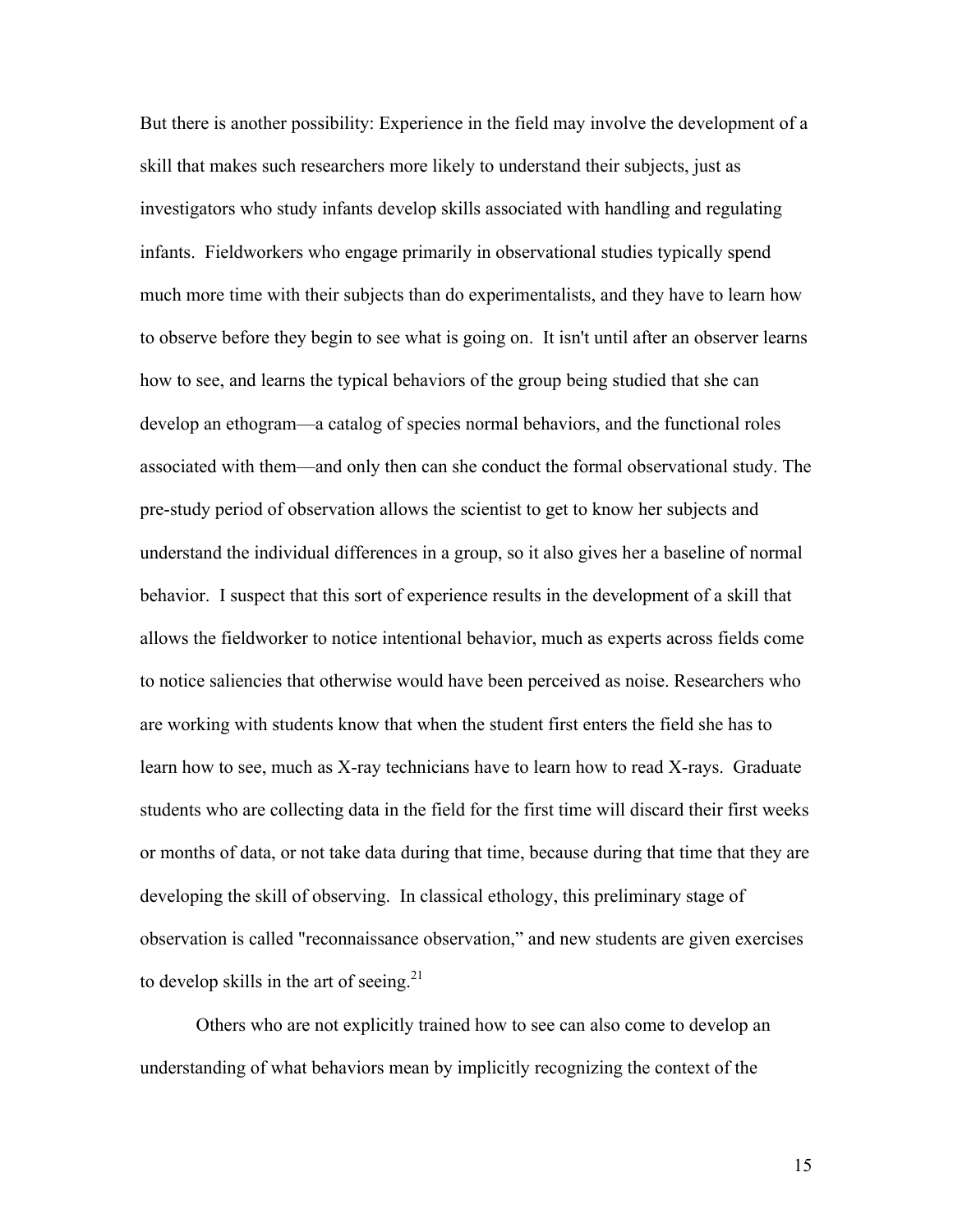But there is another possibility: Experience in the field may involve the development of a skill that makes such researchers more likely to understand their subjects, just as investigators who study infants develop skills associated with handling and regulating infants. Fieldworkers who engage primarily in observational studies typically spend much more time with their subjects than do experimentalists, and they have to learn how to observe before they begin to see what is going on. It isn't until after an observer learns how to see, and learns the typical behaviors of the group being studied that she can develop an ethogram—a catalog of species normal behaviors, and the functional roles associated with them—and only then can she conduct the formal observational study. The pre-study period of observation allows the scientist to get to know her subjects and understand the individual differences in a group, so it also gives her a baseline of normal behavior. I suspect that this sort of experience results in the development of a skill that allows the fieldworker to notice intentional behavior, much as experts across fields come to notice saliencies that otherwise would have been perceived as noise. Researchers who are working with students know that when the student first enters the field she has to learn how to see, much as X-ray technicians have to learn how to read X-rays. Graduate students who are collecting data in the field for the first time will discard their first weeks or months of data, or not take data during that time, because during that time that they are developing the skill of observing. In classical ethology, this preliminary stage of observation is called "reconnaissance observation," and new students are given exercises to develop skills in the art of seeing.[21]

Others who are not explicitly trained how to see can also come to develop an understanding of what behaviors mean by implicitly recognizing the context of the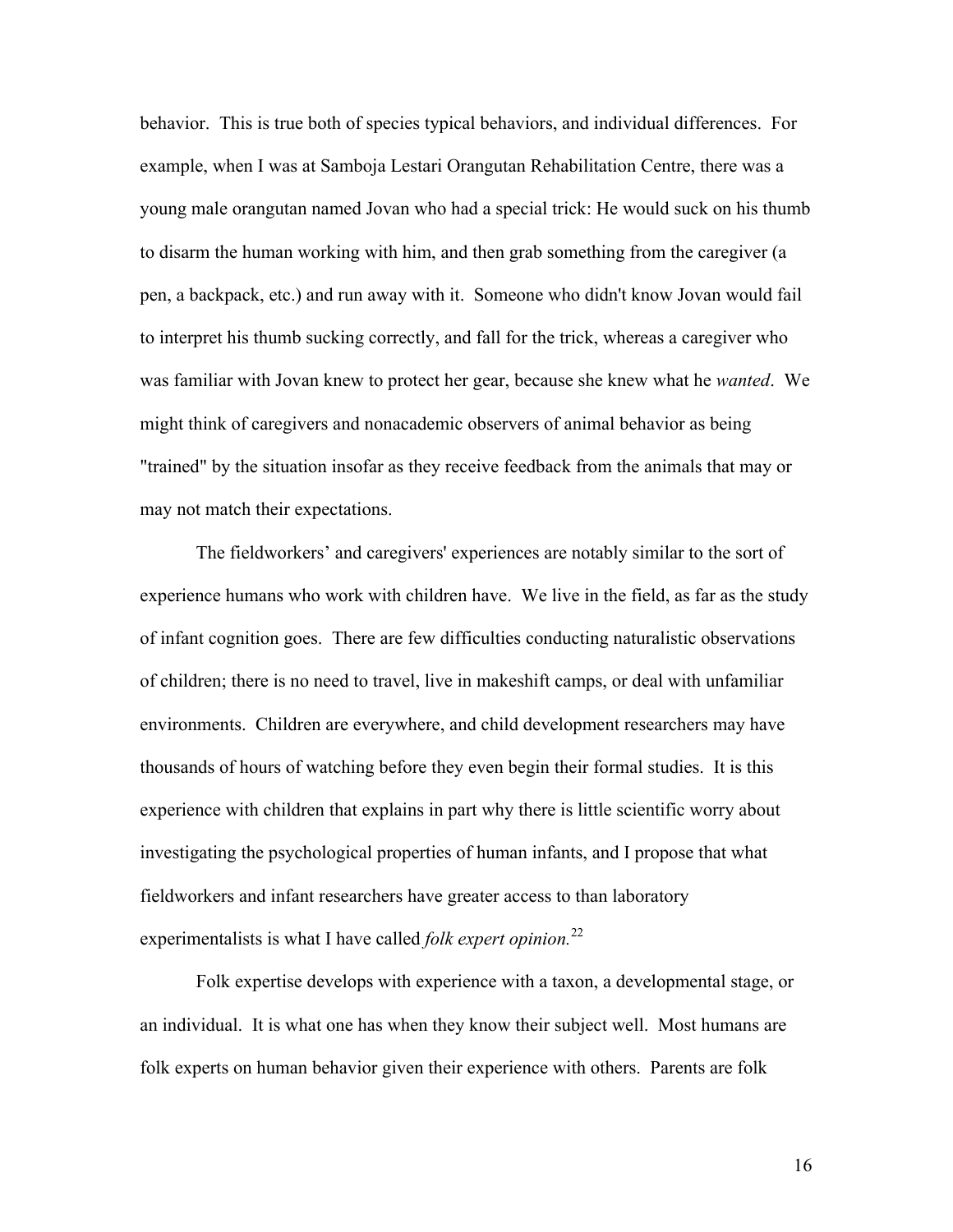behavior. This is true both of species typical behaviors, and individual differences. For example, when I was at Samboja Lestari Orangutan Rehabilitation Centre, there was a young male orangutan named Jovan who had a special trick: He would suck on his thumb to disarm the human working with him, and then grab something from the caregiver (a pen, a backpack, etc.) and run away with it. Someone who didn't know Jovan would fail to interpret his thumb sucking correctly, and fall for the trick, whereas a caregiver who was familiar with Jovan knew to protect her gear, because she knew what he *wanted*. We might think of caregivers and nonacademic observers of animal behavior as being "trained" by the situation insofar as they receive feedback from the animals that may or may not match their expectations.

The fieldworkers' and caregivers' experiences are notably similar to the sort of experience humans who work with children have. We live in the field, as far as the study of infant cognition goes. There are few difficulties conducting naturalistic observations of children; there is no need to travel, live in makeshift camps, or deal with unfamiliar environments. Children are everywhere, and child development researchers may have thousands of hours of watching before they even begin their formal studies. It is this experience with children that explains in part why there is little scientific worry about investigating the psychological properties of human infants, and I propose that what fieldworkers and infant researchers have greater access to than laboratory experimentalists is what I have called *folk expert opinion.*[22]

Folk expertise develops with experience with a taxon, a developmental stage, or an individual. It is what one has when they know their subject well. Most humans are folk experts on human behavior given their experience with others. Parents are folk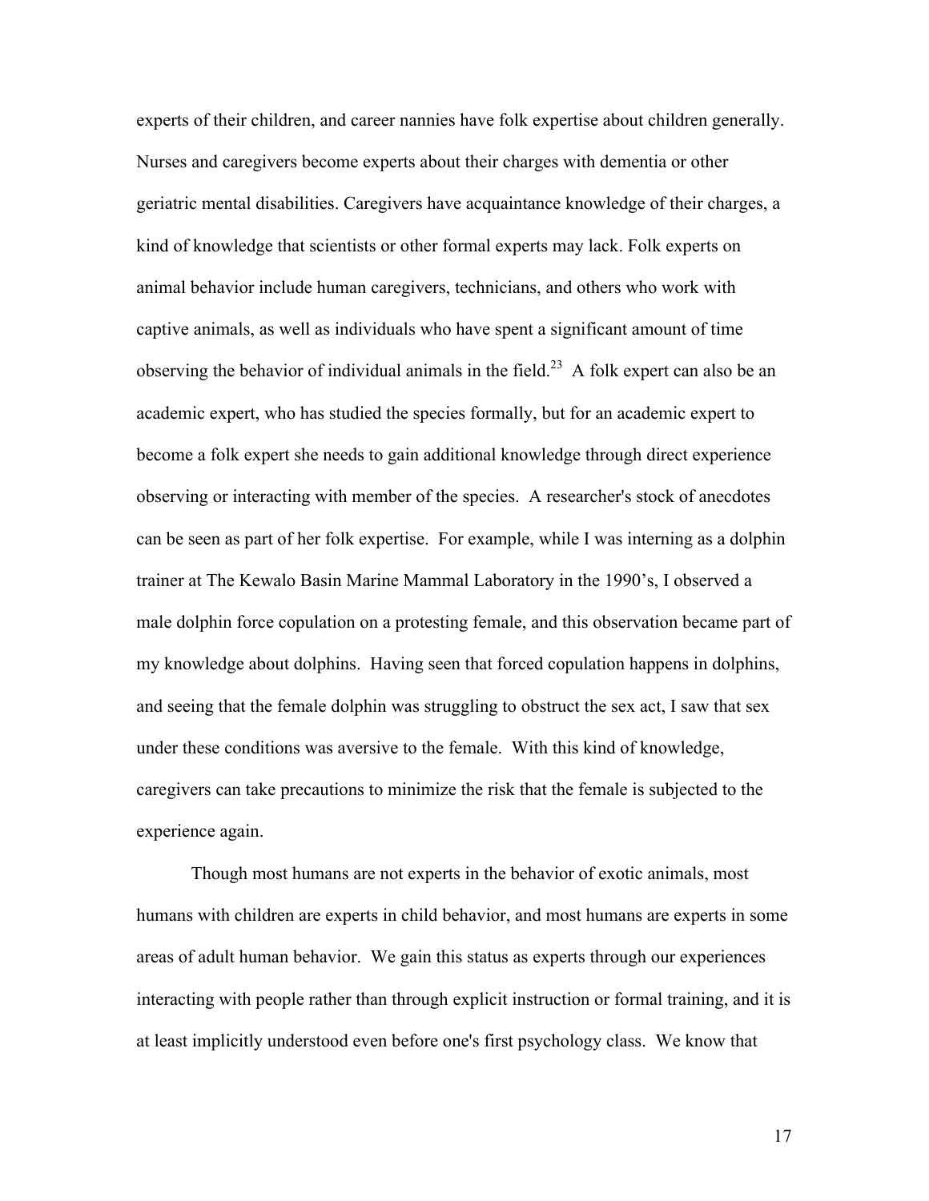experts of their children, and career nannies have folk expertise about children generally. Nurses and caregivers become experts about their charges with dementia or other geriatric mental disabilities. Caregivers have acquaintance knowledge of their charges, a kind of knowledge that scientists or other formal experts may lack. Folk experts on animal behavior include human caregivers, technicians, and others who work with captive animals, as well as individuals who have spent a significant amount of time observing the behavior of individual animals in the field.[23] A folk expert can also be an academic expert, who has studied the species formally, but for an academic expert to become a folk expert she needs to gain additional knowledge through direct experience observing or interacting with member of the species. A researcher's stock of anecdotes can be seen as part of her folk expertise. For example, while I was interning as a dolphin trainer at The Kewalo Basin Marine Mammal Laboratory in the 1990's, I observed a male dolphin force copulation on a protesting female, and this observation became part of my knowledge about dolphins. Having seen that forced copulation happens in dolphins, and seeing that the female dolphin was struggling to obstruct the sex act, I saw that sex under these conditions was aversive to the female. With this kind of knowledge, caregivers can take precautions to minimize the risk that the female is subjected to the experience again.

Though most humans are not experts in the behavior of exotic animals, most humans with children are experts in child behavior, and most humans are experts in some areas of adult human behavior. We gain this status as experts through our experiences interacting with people rather than through explicit instruction or formal training, and it is at least implicitly understood even before one's first psychology class. We know that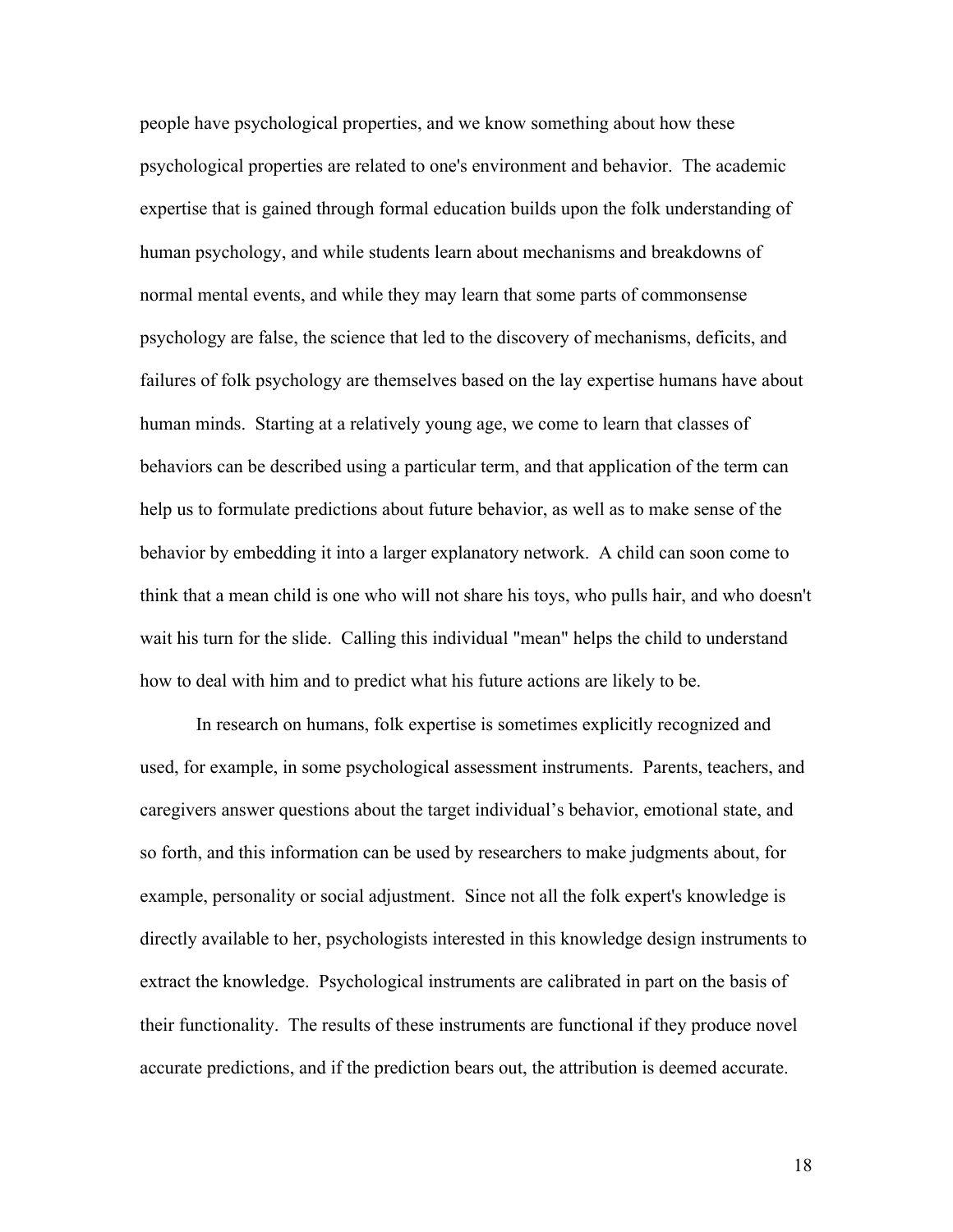people have psychological properties, and we know something about how these psychological properties are related to one's environment and behavior. The academic expertise that is gained through formal education builds upon the folk understanding of human psychology, and while students learn about mechanisms and breakdowns of normal mental events, and while they may learn that some parts of commonsense psychology are false, the science that led to the discovery of mechanisms, deficits, and failures of folk psychology are themselves based on the lay expertise humans have about human minds. Starting at a relatively young age, we come to learn that classes of behaviors can be described using a particular term, and that application of the term can help us to formulate predictions about future behavior, as well as to make sense of the behavior by embedding it into a larger explanatory network. A child can soon come to think that a mean child is one who will not share his toys, who pulls hair, and who doesn't wait his turn for the slide. Calling this individual "mean" helps the child to understand how to deal with him and to predict what his future actions are likely to be.

In research on humans, folk expertise is sometimes explicitly recognized and used, for example, in some psychological assessment instruments. Parents, teachers, and caregivers answer questions about the target individual's behavior, emotional state, and so forth, and this information can be used by researchers to make judgments about, for example, personality or social adjustment. Since not all the folk expert's knowledge is directly available to her, psychologists interested in this knowledge design instruments to extract the knowledge. Psychological instruments are calibrated in part on the basis of their functionality. The results of these instruments are functional if they produce novel accurate predictions, and if the prediction bears out, the attribution is deemed accurate.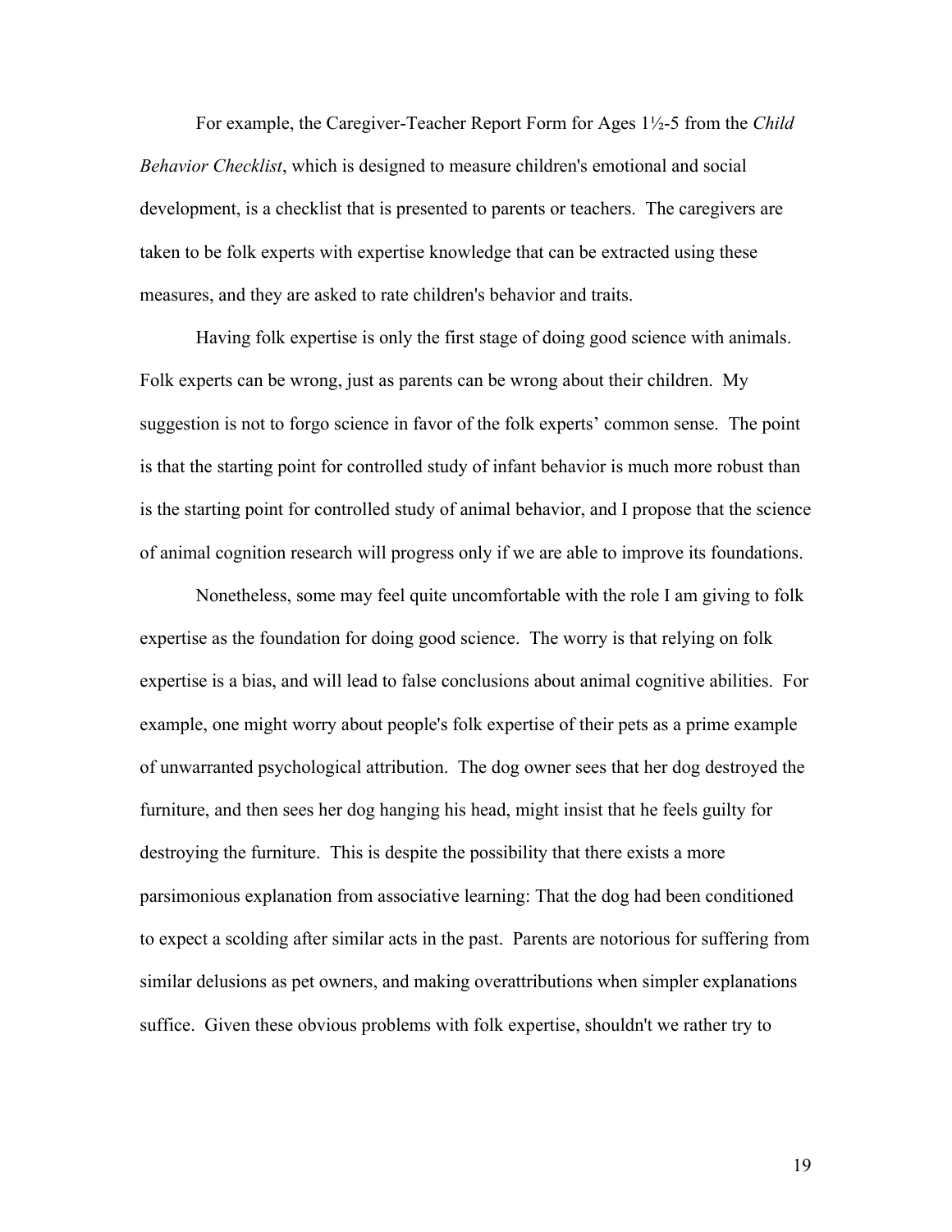For example, the Caregiver-Teacher Report Form for Ages 1½-5 from the *Child Behavior Checklist*, which is designed to measure children's emotional and social development, is a checklist that is presented to parents or teachers. The caregivers are taken to be folk experts with expertise knowledge that can be extracted using these measures, and they are asked to rate children's behavior and traits.

Having folk expertise is only the first stage of doing good science with animals. Folk experts can be wrong, just as parents can be wrong about their children. My suggestion is not to forgo science in favor of the folk experts' common sense. The point is that the starting point for controlled study of infant behavior is much more robust than is the starting point for controlled study of animal behavior, and I propose that the science of animal cognition research will progress only if we are able to improve its foundations.

Nonetheless, some may feel quite uncomfortable with the role I am giving to folk expertise as the foundation for doing good science. The worry is that relying on folk expertise is a bias, and will lead to false conclusions about animal cognitive abilities. For example, one might worry about people's folk expertise of their pets as a prime example of unwarranted psychological attribution. The dog owner sees that her dog destroyed the furniture, and then sees her dog hanging his head, might insist that he feels guilty for destroying the furniture. This is despite the possibility that there exists a more parsimonious explanation from associative learning: That the dog had been conditioned to expect a scolding after similar acts in the past. Parents are notorious for suffering from similar delusions as pet owners, and making overattributions when simpler explanations suffice. Given these obvious problems with folk expertise, shouldn't we rather try to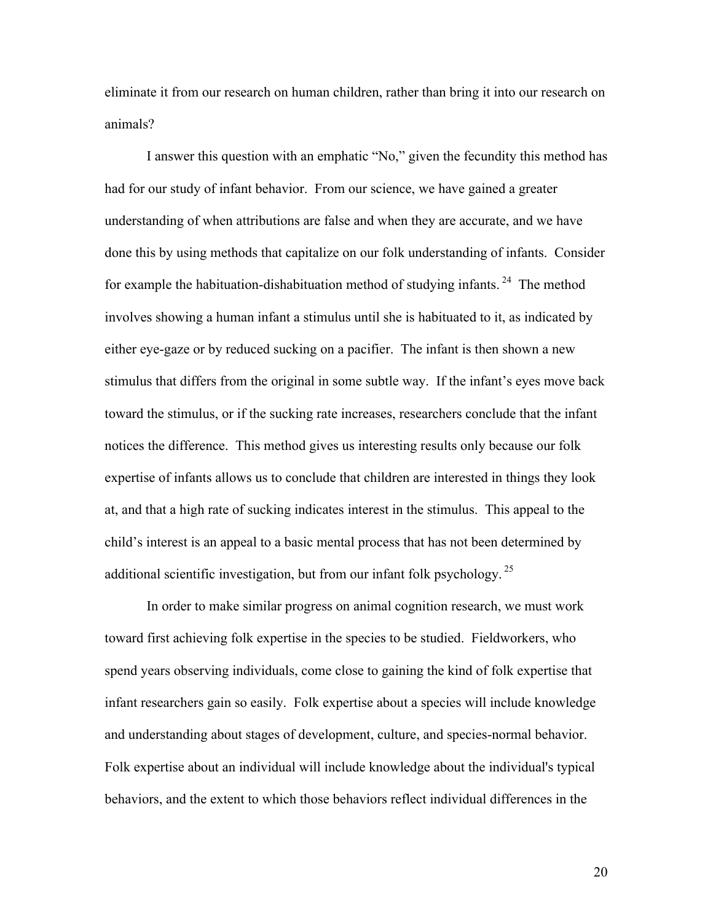eliminate it from our research on human children, rather than bring it into our research on animals?

I answer this question with an emphatic "No," given the fecundity this method has had for our study of infant behavior. From our science, we have gained a greater understanding of when attributions are false and when they are accurate, and we have done this by using methods that capitalize on our folk understanding of infants. Consider for example the habituation-dishabituation method of studying infants. [24] The method involves showing a human infant a stimulus until she is habituated to it, as indicated by either eye-gaze or by reduced sucking on a pacifier. The infant is then shown a new stimulus that differs from the original in some subtle way. If the infant's eyes move back toward the stimulus, or if the sucking rate increases, researchers conclude that the infant notices the difference. This method gives us interesting results only because our folk expertise of infants allows us to conclude that children are interested in things they look at, and that a high rate of sucking indicates interest in the stimulus. This appeal to the child's interest is an appeal to a basic mental process that has not been determined by additional scientific investigation, but from our infant folk psychology. [25]

In order to make similar progress on animal cognition research, we must work toward first achieving folk expertise in the species to be studied. Fieldworkers, who spend years observing individuals, come close to gaining the kind of folk expertise that infant researchers gain so easily. Folk expertise about a species will include knowledge and understanding about stages of development, culture, and species-normal behavior. Folk expertise about an individual will include knowledge about the individual's typical behaviors, and the extent to which those behaviors reflect individual differences in the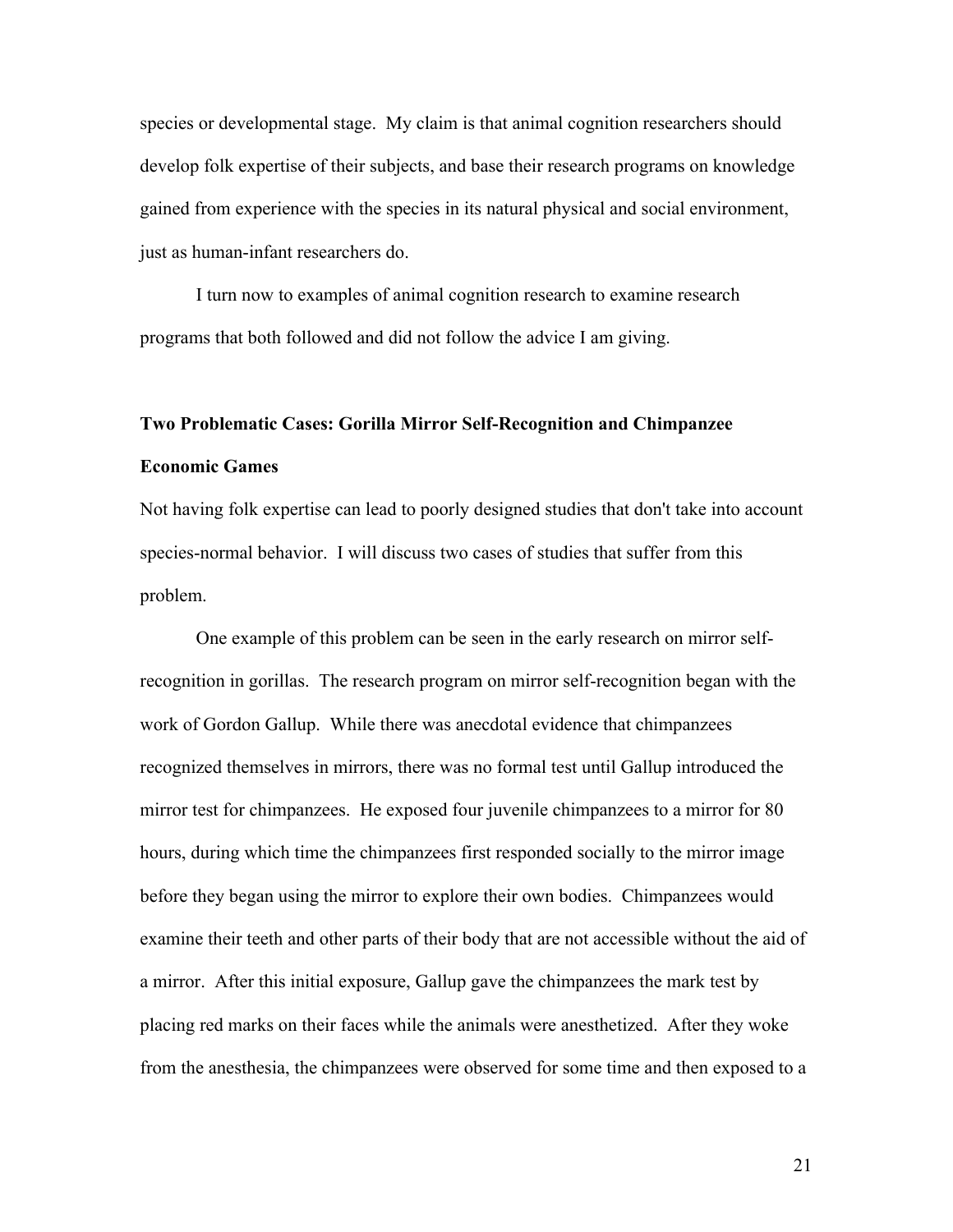species or developmental stage. My claim is that animal cognition researchers should develop folk expertise of their subjects, and base their research programs on knowledge gained from experience with the species in its natural physical and social environment, just as human-infant researchers do.

I turn now to examples of animal cognition research to examine research programs that both followed and did not follow the advice I am giving.

## Two Problematic Cases: Gorilla Mirror Self-Recognition and Chimpanzee Economic Games

Not having folk expertise can lead to poorly designed studies that don't take into account species-normal behavior. I will discuss two cases of studies that suffer from this problem.

One example of this problem can be seen in the early research on mirror self-recognition in gorillas. The research program on mirror self-recognition began with the work of Gordon Gallup. While there was anecdotal evidence that chimpanzees recognized themselves in mirrors, there was no formal test until Gallup introduced the mirror test for chimpanzees. He exposed four juvenile chimpanzees to a mirror for 80 hours, during which time the chimpanzees first responded socially to the mirror image before they began using the mirror to explore their own bodies. Chimpanzees would examine their teeth and other parts of their body that are not accessible without the aid of a mirror. After this initial exposure, Gallup gave the chimpanzees the mark test by placing red marks on their faces while the animals were anesthetized. After they woke from the anesthesia, the chimpanzees were observed for some time and then exposed to a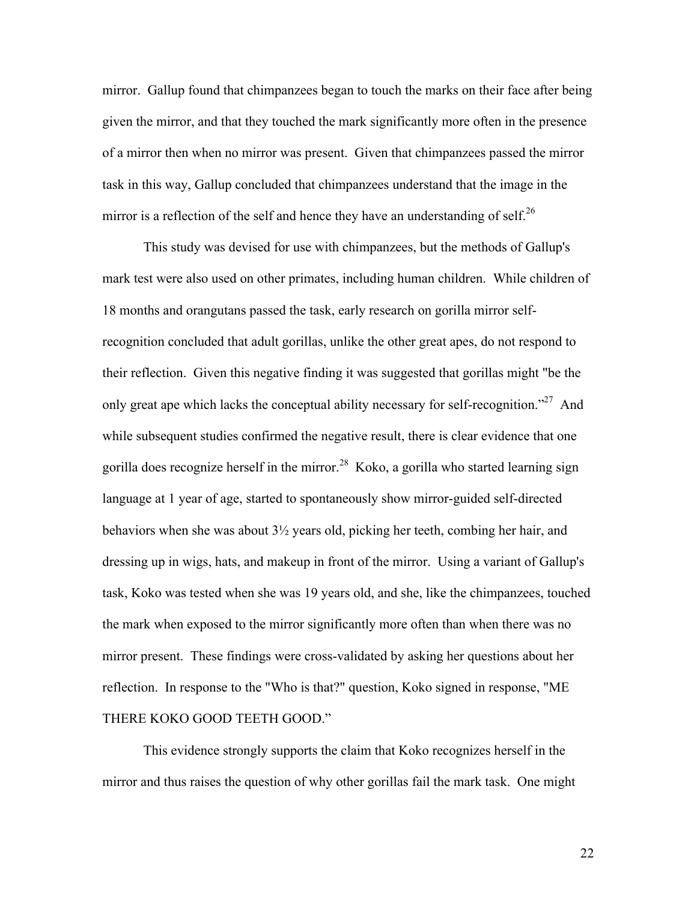mirror. Gallup found that chimpanzees began to touch the marks on their face after being given the mirror, and that they touched the mark significantly more often in the presence of a mirror then when no mirror was present. Given that chimpanzees passed the mirror task in this way, Gallup concluded that chimpanzees understand that the image in the mirror is a reflection of the self and hence they have an understanding of self.[26]

This study was devised for use with chimpanzees, but the methods of Gallup's mark test were also used on other primates, including human children. While children of 18 months and orangutans passed the task, early research on gorilla mirror self-recognition concluded that adult gorillas, unlike the other great apes, do not respond to their reflection. Given this negative finding it was suggested that gorillas might "be the only great ape which lacks the conceptual ability necessary for self-recognition."[27] And while subsequent studies confirmed the negative result, there is clear evidence that one gorilla does recognize herself in the mirror.[28] Koko, a gorilla who started learning sign language at 1 year of age, started to spontaneously show mirror-guided self-directed behaviors when she was about 3½ years old, picking her teeth, combing her hair, and dressing up in wigs, hats, and makeup in front of the mirror. Using a variant of Gallup's task, Koko was tested when she was 19 years old, and she, like the chimpanzees, touched the mark when exposed to the mirror significantly more often than when there was no mirror present. These findings were cross-validated by asking her questions about her reflection. In response to the "Who is that?" question, Koko signed in response, "ME THERE KOKO GOOD TEETH GOOD."

This evidence strongly supports the claim that Koko recognizes herself in the mirror and thus raises the question of why other gorillas fail the mark task. One might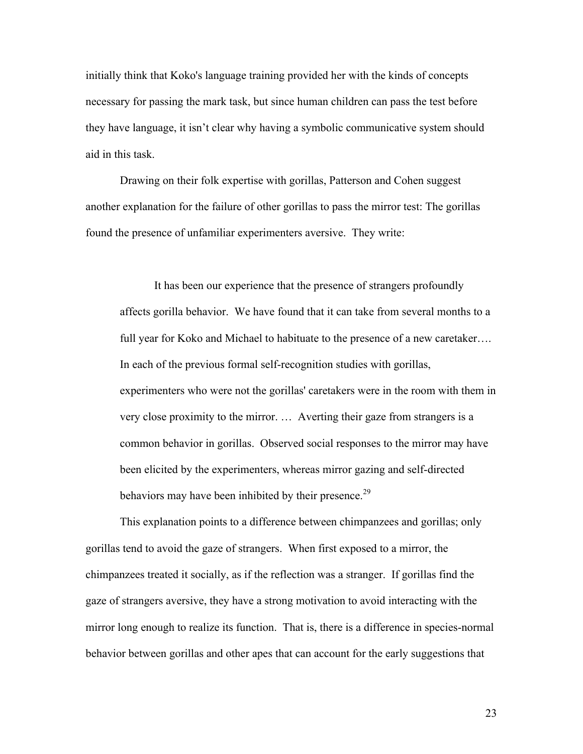initially think that Koko's language training provided her with the kinds of concepts necessary for passing the mark task, but since human children can pass the test before they have language, it isn't clear why having a symbolic communicative system should aid in this task.

Drawing on their folk expertise with gorillas, Patterson and Cohen suggest another explanation for the failure of other gorillas to pass the mirror test: The gorillas found the presence of unfamiliar experimenters aversive. They write:

> It has been our experience that the presence of strangers profoundly affects gorilla behavior. We have found that it can take from several months to a full year for Koko and Michael to habituate to the presence of a new caretaker…. In each of the previous formal self-recognition studies with gorillas, experimenters who were not the gorillas' caretakers were in the room with them in very close proximity to the mirror. … Averting their gaze from strangers is a common behavior in gorillas. Observed social responses to the mirror may have been elicited by the experimenters, whereas mirror gazing and self-directed behaviors may have been inhibited by their presence.[29]

This explanation points to a difference between chimpanzees and gorillas; only gorillas tend to avoid the gaze of strangers. When first exposed to a mirror, the chimpanzees treated it socially, as if the reflection was a stranger. If gorillas find the gaze of strangers aversive, they have a strong motivation to avoid interacting with the mirror long enough to realize its function. That is, there is a difference in species-normal behavior between gorillas and other apes that can account for the early suggestions that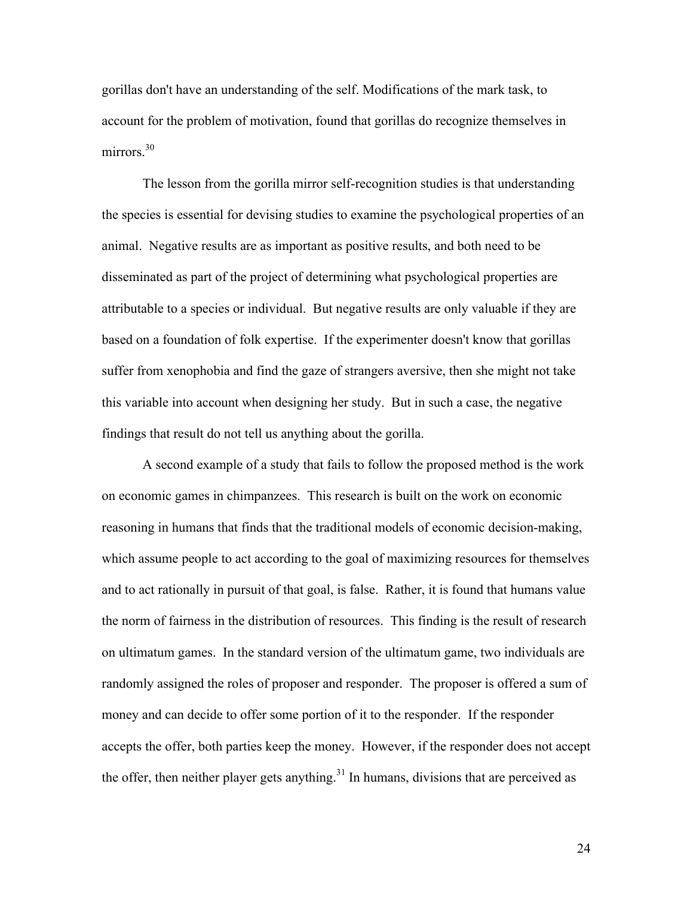gorillas don't have an understanding of the self. Modifications of the mark task, to account for the problem of motivation, found that gorillas do recognize themselves in mirrors.[30]

The lesson from the gorilla mirror self-recognition studies is that understanding the species is essential for devising studies to examine the psychological properties of an animal. Negative results are as important as positive results, and both need to be disseminated as part of the project of determining what psychological properties are attributable to a species or individual. But negative results are only valuable if they are based on a foundation of folk expertise. If the experimenter doesn't know that gorillas suffer from xenophobia and find the gaze of strangers aversive, then she might not take this variable into account when designing her study. But in such a case, the negative findings that result do not tell us anything about the gorilla.

A second example of a study that fails to follow the proposed method is the work on economic games in chimpanzees. This research is built on the work on economic reasoning in humans that finds that the traditional models of economic decision-making, which assume people to act according to the goal of maximizing resources for themselves and to act rationally in pursuit of that goal, is false. Rather, it is found that humans value the norm of fairness in the distribution of resources. This finding is the result of research on ultimatum games. In the standard version of the ultimatum game, two individuals are randomly assigned the roles of proposer and responder. The proposer is offered a sum of money and can decide to offer some portion of it to the responder. If the responder accepts the offer, both parties keep the money. However, if the responder does not accept the offer, then neither player gets anything.[31] In humans, divisions that are perceived as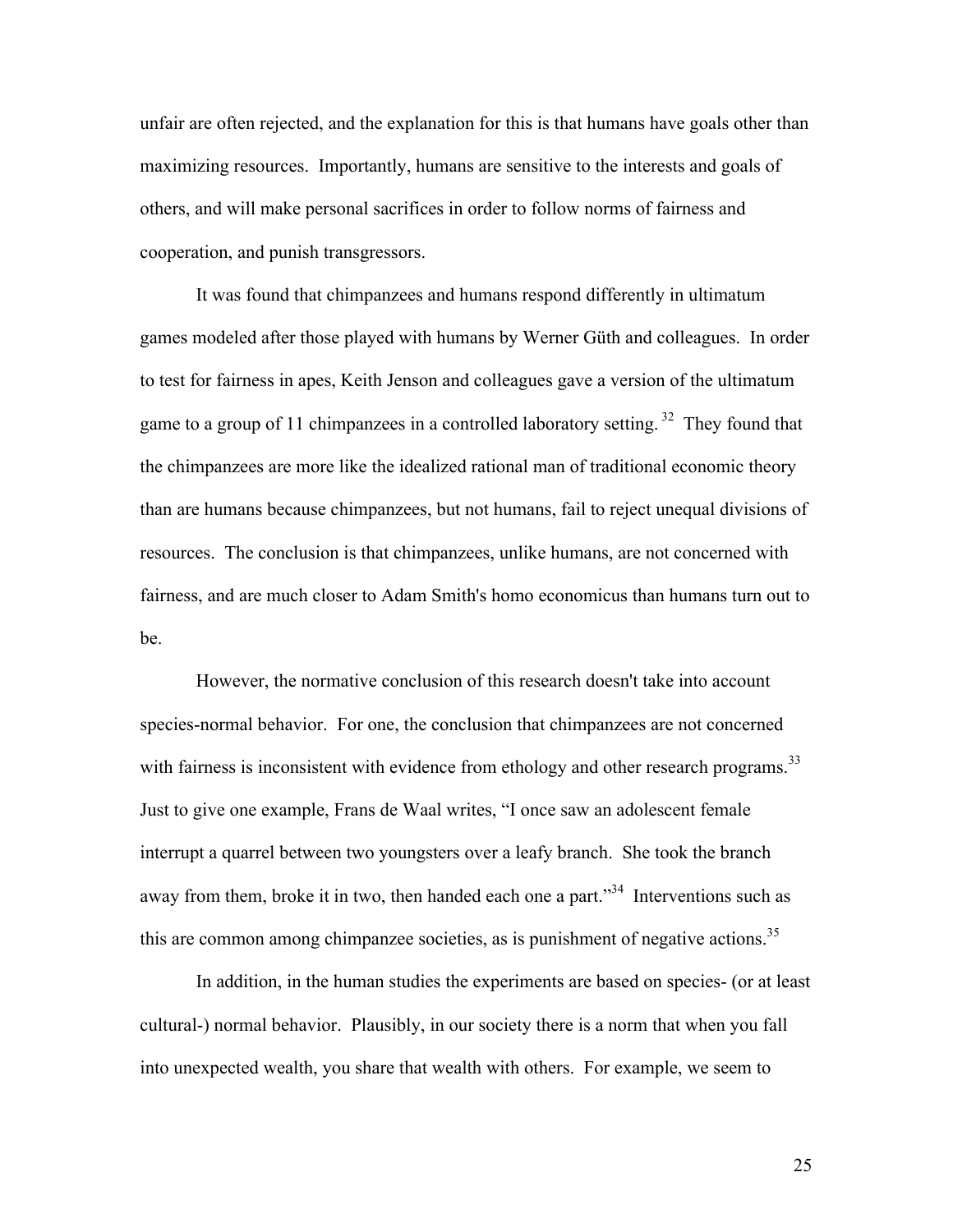unfair are often rejected, and the explanation for this is that humans have goals other than maximizing resources. Importantly, humans are sensitive to the interests and goals of others, and will make personal sacrifices in order to follow norms of fairness and cooperation, and punish transgressors.

It was found that chimpanzees and humans respond differently in ultimatum games modeled after those played with humans by Werner Güth and colleagues. In order to test for fairness in apes, Keith Jenson and colleagues gave a version of the ultimatum game to a group of 11 chimpanzees in a controlled laboratory setting.[32] They found that the chimpanzees are more like the idealized rational man of traditional economic theory than are humans because chimpanzees, but not humans, fail to reject unequal divisions of resources. The conclusion is that chimpanzees, unlike humans, are not concerned with fairness, and are much closer to Adam Smith's homo economicus than humans turn out to be.

However, the normative conclusion of this research doesn't take into account species-normal behavior. For one, the conclusion that chimpanzees are not concerned with fairness is inconsistent with evidence from ethology and other research programs.[33] Just to give one example, Frans de Waal writes, "I once saw an adolescent female interrupt a quarrel between two youngsters over a leafy branch. She took the branch away from them, broke it in two, then handed each one a part."[34] Interventions such as this are common among chimpanzee societies, as is punishment of negative actions.[35]

In addition, in the human studies the experiments are based on species- (or at least cultural-) normal behavior. Plausibly, in our society there is a norm that when you fall into unexpected wealth, you share that wealth with others. For example, we seem to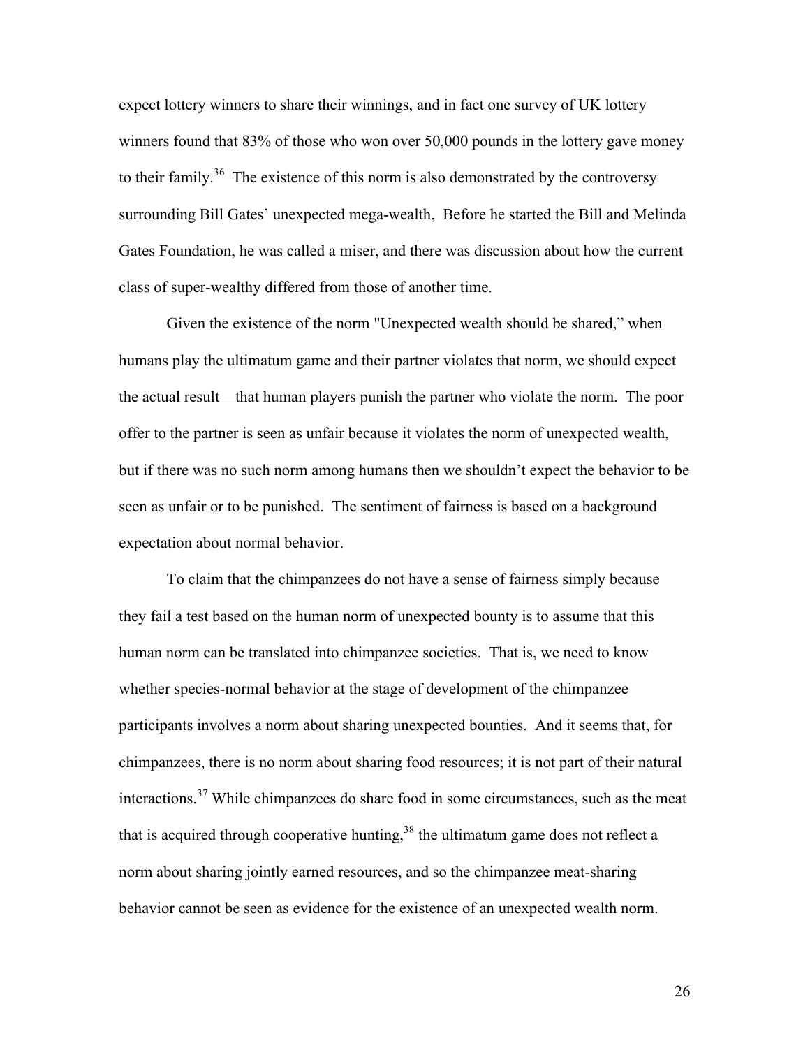expect lottery winners to share their winnings, and in fact one survey of UK lottery winners found that 83% of those who won over 50,000 pounds in the lottery gave money to their family.[36] The existence of this norm is also demonstrated by the controversy surrounding Bill Gates' unexpected mega-wealth, Before he started the Bill and Melinda Gates Foundation, he was called a miser, and there was discussion about how the current class of super-wealthy differed from those of another time.

Given the existence of the norm "Unexpected wealth should be shared," when humans play the ultimatum game and their partner violates that norm, we should expect the actual result—that human players punish the partner who violate the norm. The poor offer to the partner is seen as unfair because it violates the norm of unexpected wealth, but if there was no such norm among humans then we shouldn't expect the behavior to be seen as unfair or to be punished. The sentiment of fairness is based on a background expectation about normal behavior.

To claim that the chimpanzees do not have a sense of fairness simply because they fail a test based on the human norm of unexpected bounty is to assume that this human norm can be translated into chimpanzee societies. That is, we need to know whether species-normal behavior at the stage of development of the chimpanzee participants involves a norm about sharing unexpected bounties. And it seems that, for chimpanzees, there is no norm about sharing food resources; it is not part of their natural interactions.[37] While chimpanzees do share food in some circumstances, such as the meat that is acquired through cooperative hunting,[38] the ultimatum game does not reflect a norm about sharing jointly earned resources, and so the chimpanzee meat-sharing behavior cannot be seen as evidence for the existence of an unexpected wealth norm.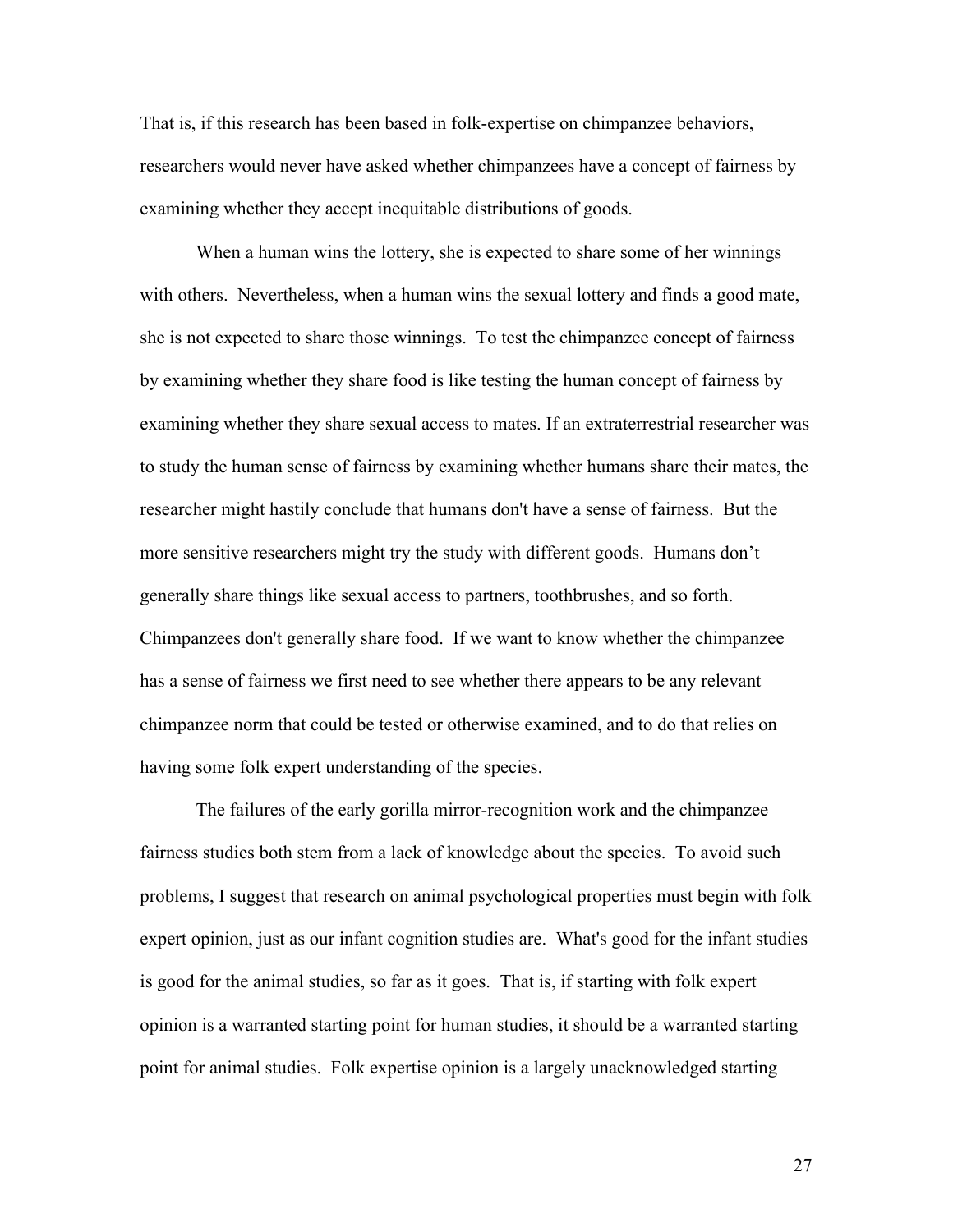That is, if this research has been based in folk-expertise on chimpanzee behaviors, researchers would never have asked whether chimpanzees have a concept of fairness by examining whether they accept inequitable distributions of goods.

When a human wins the lottery, she is expected to share some of her winnings with others. Nevertheless, when a human wins the sexual lottery and finds a good mate, she is not expected to share those winnings. To test the chimpanzee concept of fairness by examining whether they share food is like testing the human concept of fairness by examining whether they share sexual access to mates. If an extraterrestrial researcher was to study the human sense of fairness by examining whether humans share their mates, the researcher might hastily conclude that humans don't have a sense of fairness. But the more sensitive researchers might try the study with different goods. Humans don't generally share things like sexual access to partners, toothbrushes, and so forth. Chimpanzees don't generally share food. If we want to know whether the chimpanzee has a sense of fairness we first need to see whether there appears to be any relevant chimpanzee norm that could be tested or otherwise examined, and to do that relies on having some folk expert understanding of the species.

The failures of the early gorilla mirror-recognition work and the chimpanzee fairness studies both stem from a lack of knowledge about the species. To avoid such problems, I suggest that research on animal psychological properties must begin with folk expert opinion, just as our infant cognition studies are. What's good for the infant studies is good for the animal studies, so far as it goes. That is, if starting with folk expert opinion is a warranted starting point for human studies, it should be a warranted starting point for animal studies. Folk expertise opinion is a largely unacknowledged starting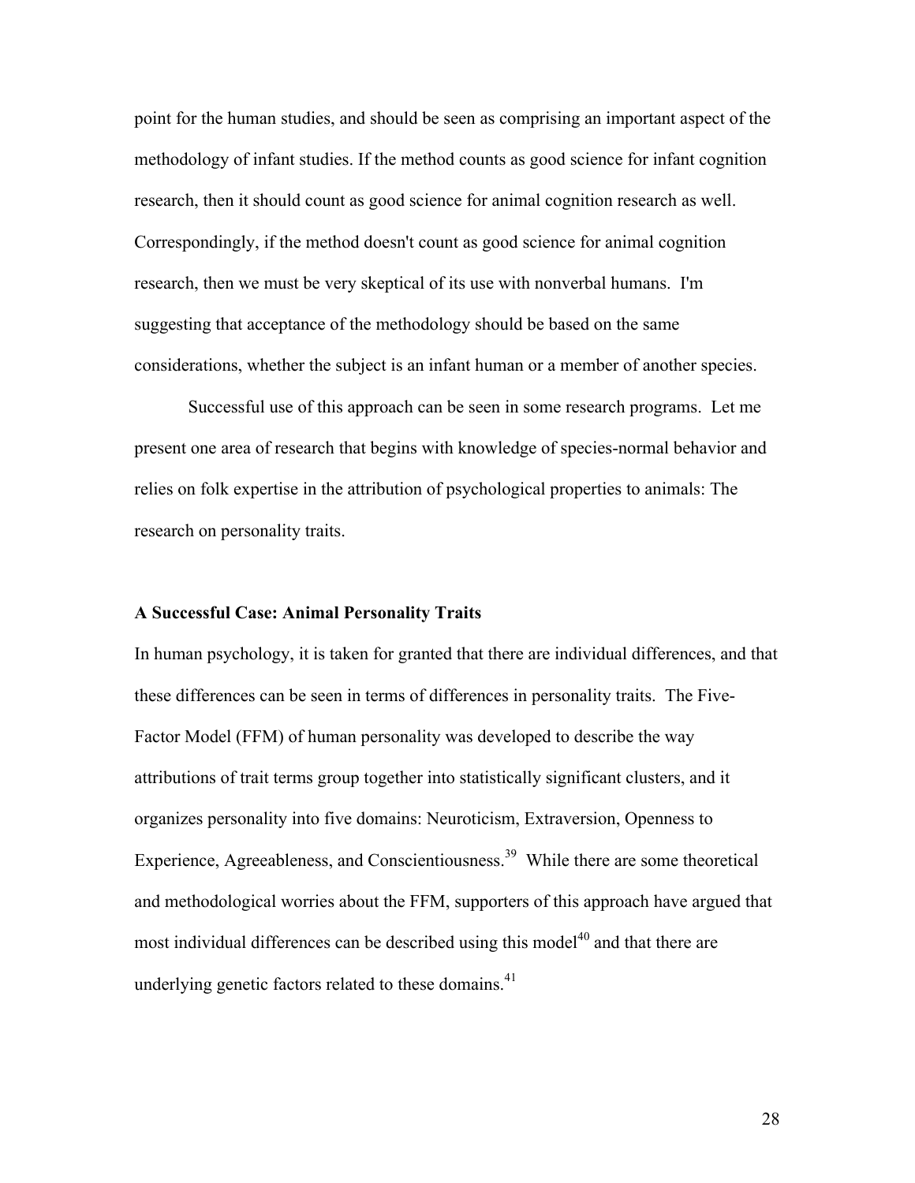point for the human studies, and should be seen as comprising an important aspect of the methodology of infant studies. If the method counts as good science for infant cognition research, then it should count as good science for animal cognition research as well. Correspondingly, if the method doesn't count as good science for animal cognition research, then we must be very skeptical of its use with nonverbal humans. I'm suggesting that acceptance of the methodology should be based on the same considerations, whether the subject is an infant human or a member of another species.

Successful use of this approach can be seen in some research programs. Let me present one area of research that begins with knowledge of species-normal behavior and relies on folk expertise in the attribution of psychological properties to animals: The research on personality traits.

### A Successful Case: Animal Personality Traits

In human psychology, it is taken for granted that there are individual differences, and that these differences can be seen in terms of differences in personality traits. The Five-Factor Model (FFM) of human personality was developed to describe the way attributions of trait terms group together into statistically significant clusters, and it organizes personality into five domains: Neuroticism, Extraversion, Openness to Experience, Agreeableness, and Conscientiousness.[39] While there are some theoretical and methodological worries about the FFM, supporters of this approach have argued that most individual differences can be described using this model[40] and that there are underlying genetic factors related to these domains.[41]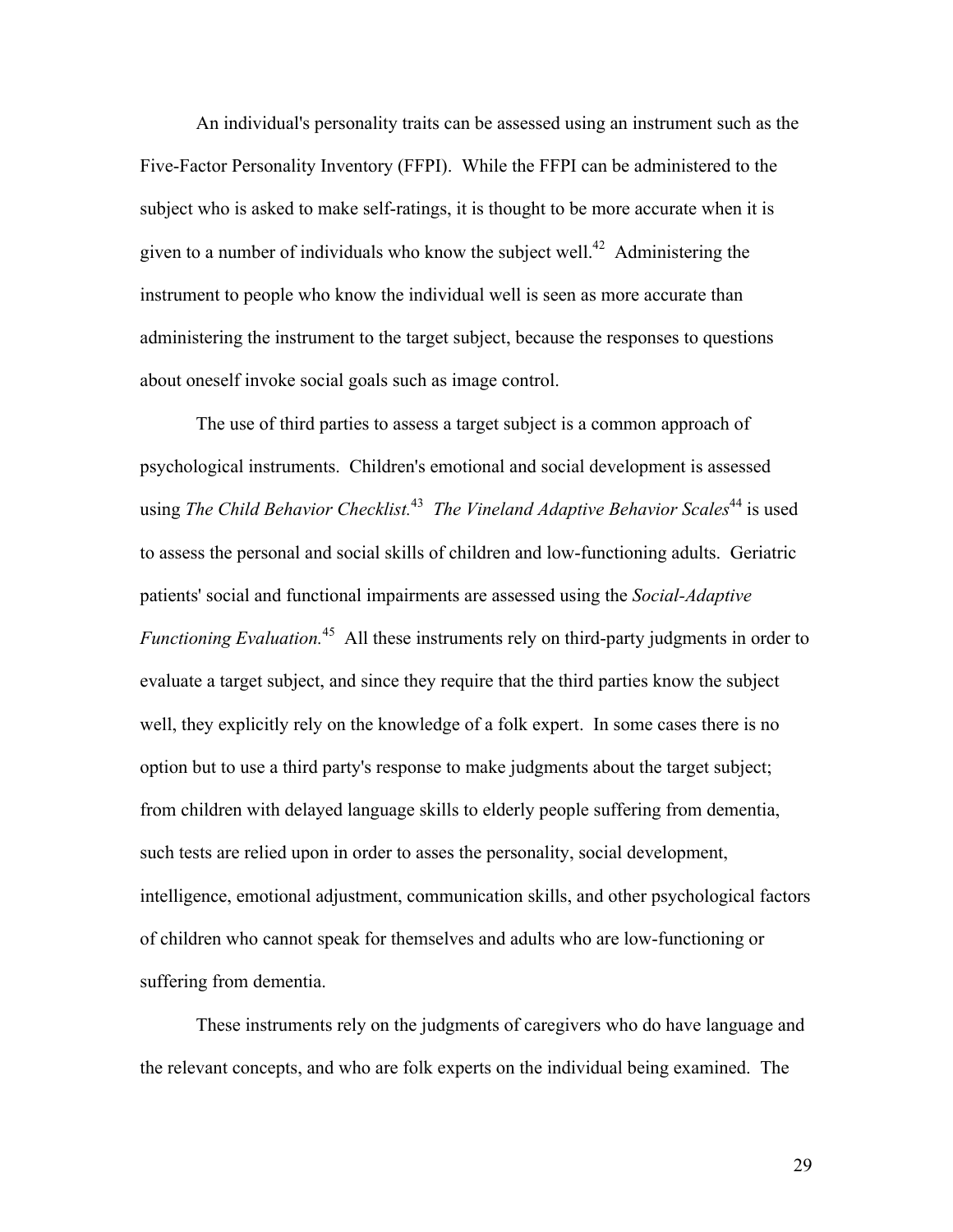An individual's personality traits can be assessed using an instrument such as the Five-Factor Personality Inventory (FFPI). While the FFPI can be administered to the subject who is asked to make self-ratings, it is thought to be more accurate when it is given to a number of individuals who know the subject well.[42] Administering the instrument to people who know the individual well is seen as more accurate than administering the instrument to the target subject, because the responses to questions about oneself invoke social goals such as image control.

The use of third parties to assess a target subject is a common approach of psychological instruments. Children's emotional and social development is assessed using *The Child Behavior Checklist.*[43] *The Vineland Adaptive Behavior Scales*[44] is used to assess the personal and social skills of children and low-functioning adults. Geriatric patients' social and functional impairments are assessed using the *Social-Adaptive Functioning Evaluation.*[45] All these instruments rely on third-party judgments in order to evaluate a target subject, and since they require that the third parties know the subject well, they explicitly rely on the knowledge of a folk expert. In some cases there is no option but to use a third party's response to make judgments about the target subject; from children with delayed language skills to elderly people suffering from dementia, such tests are relied upon in order to asses the personality, social development, intelligence, emotional adjustment, communication skills, and other psychological factors of children who cannot speak for themselves and adults who are low-functioning or suffering from dementia.

These instruments rely on the judgments of caregivers who do have language and the relevant concepts, and who are folk experts on the individual being examined. The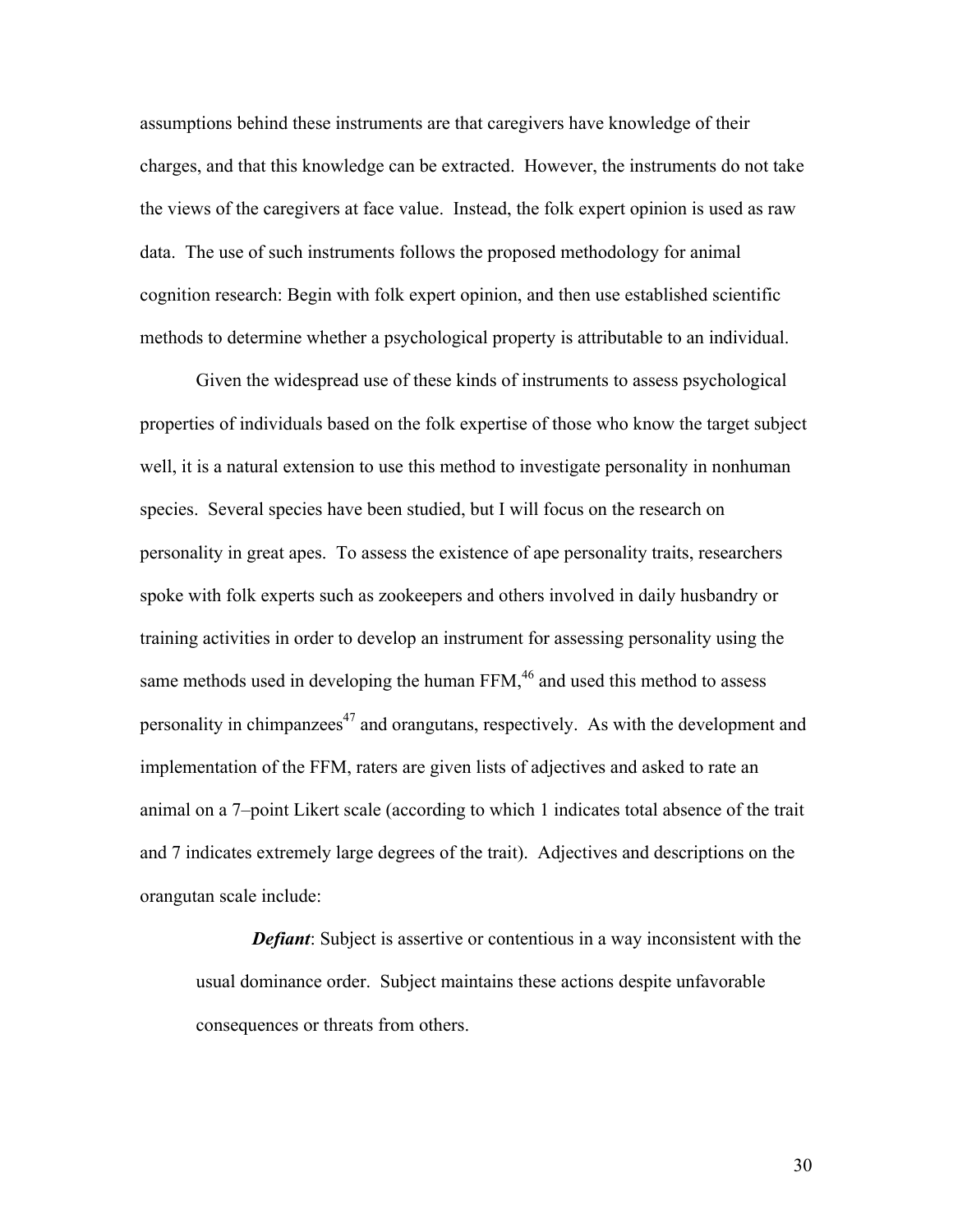assumptions behind these instruments are that caregivers have knowledge of their charges, and that this knowledge can be extracted. However, the instruments do not take the views of the caregivers at face value. Instead, the folk expert opinion is used as raw data. The use of such instruments follows the proposed methodology for animal cognition research: Begin with folk expert opinion, and then use established scientific methods to determine whether a psychological property is attributable to an individual.

Given the widespread use of these kinds of instruments to assess psychological properties of individuals based on the folk expertise of those who know the target subject well, it is a natural extension to use this method to investigate personality in nonhuman species. Several species have been studied, but I will focus on the research on personality in great apes. To assess the existence of ape personality traits, researchers spoke with folk experts such as zookeepers and others involved in daily husbandry or training activities in order to develop an instrument for assessing personality using the same methods used in developing the human FFM,[46] and used this method to assess personality in chimpanzees[47] and orangutans, respectively. As with the development and implementation of the FFM, raters are given lists of adjectives and asked to rate an animal on a 7–point Likert scale (according to which 1 indicates total absence of the trait and 7 indicates extremely large degrees of the trait). Adjectives and descriptions on the orangutan scale include:

> ***Defiant***: Subject is assertive or contentious in a way inconsistent with the usual dominance order. Subject maintains these actions despite unfavorable consequences or threats from others.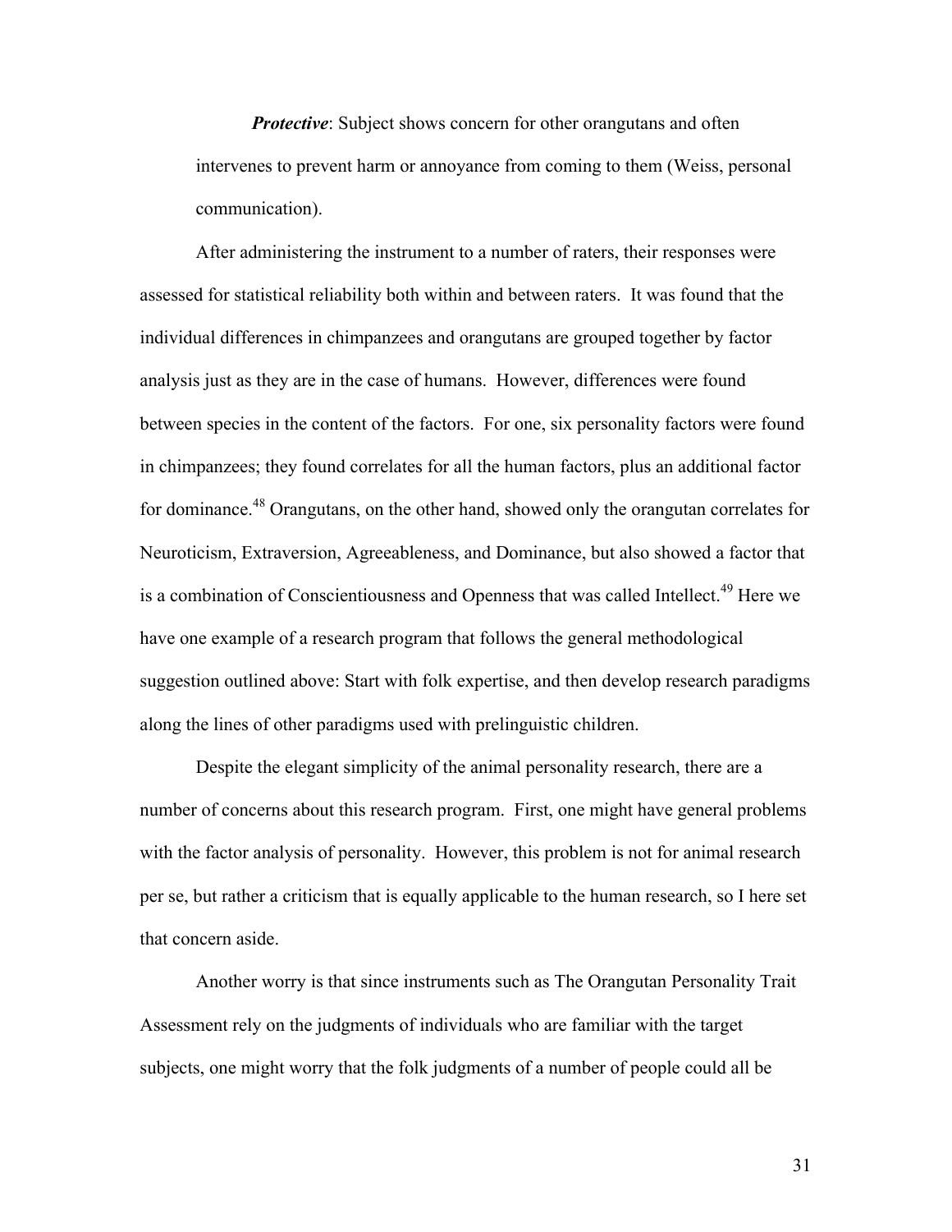***Protective***: Subject shows concern for other orangutans and often intervenes to prevent harm or annoyance from coming to them (Weiss, personal communication).

After administering the instrument to a number of raters, their responses were assessed for statistical reliability both within and between raters. It was found that the individual differences in chimpanzees and orangutans are grouped together by factor analysis just as they are in the case of humans. However, differences were found between species in the content of the factors. For one, six personality factors were found in chimpanzees; they found correlates for all the human factors, plus an additional factor for dominance.[48] Orangutans, on the other hand, showed only the orangutan correlates for Neuroticism, Extraversion, Agreeableness, and Dominance, but also showed a factor that is a combination of Conscientiousness and Openness that was called Intellect.[49] Here we have one example of a research program that follows the general methodological suggestion outlined above: Start with folk expertise, and then develop research paradigms along the lines of other paradigms used with prelinguistic children.

Despite the elegant simplicity of the animal personality research, there are a number of concerns about this research program. First, one might have general problems with the factor analysis of personality. However, this problem is not for animal research per se, but rather a criticism that is equally applicable to the human research, so I here set that concern aside.

Another worry is that since instruments such as The Orangutan Personality Trait Assessment rely on the judgments of individuals who are familiar with the target subjects, one might worry that the folk judgments of a number of people could all be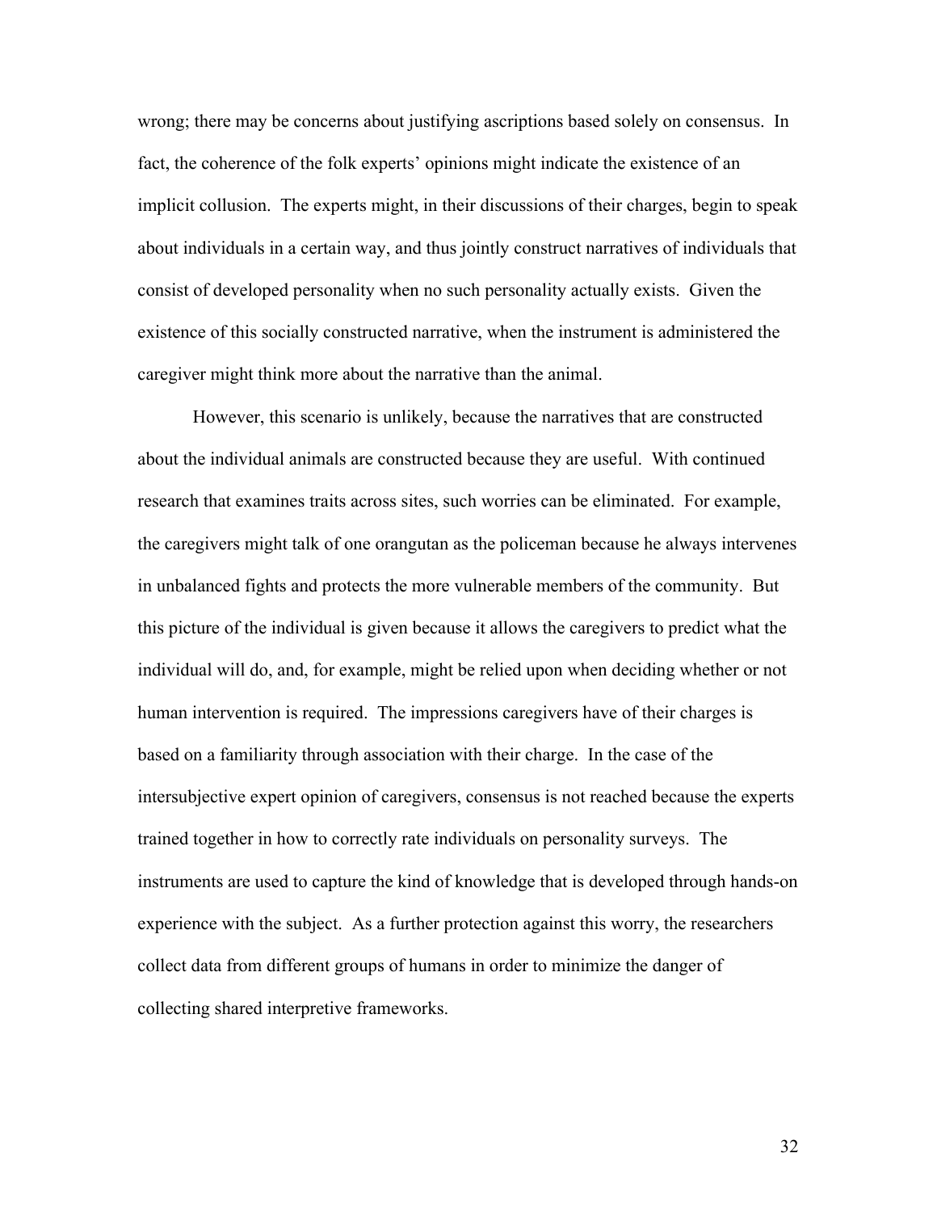wrong; there may be concerns about justifying ascriptions based solely on consensus. In fact, the coherence of the folk experts' opinions might indicate the existence of an implicit collusion. The experts might, in their discussions of their charges, begin to speak about individuals in a certain way, and thus jointly construct narratives of individuals that consist of developed personality when no such personality actually exists. Given the existence of this socially constructed narrative, when the instrument is administered the caregiver might think more about the narrative than the animal.

However, this scenario is unlikely, because the narratives that are constructed about the individual animals are constructed because they are useful. With continued research that examines traits across sites, such worries can be eliminated. For example, the caregivers might talk of one orangutan as the policeman because he always intervenes in unbalanced fights and protects the more vulnerable members of the community. But this picture of the individual is given because it allows the caregivers to predict what the individual will do, and, for example, might be relied upon when deciding whether or not human intervention is required. The impressions caregivers have of their charges is based on a familiarity through association with their charge. In the case of the intersubjective expert opinion of caregivers, consensus is not reached because the experts trained together in how to correctly rate individuals on personality surveys. The instruments are used to capture the kind of knowledge that is developed through hands-on experience with the subject. As a further protection against this worry, the researchers collect data from different groups of humans in order to minimize the danger of collecting shared interpretive frameworks.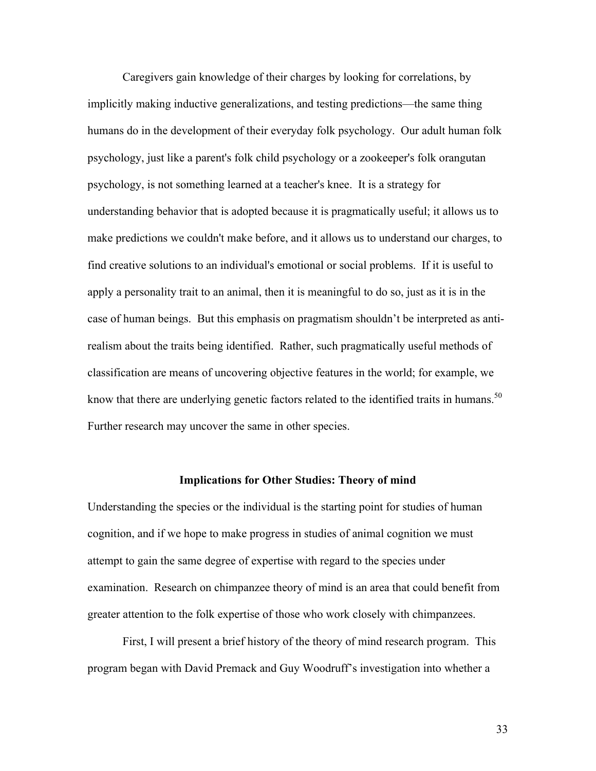Caregivers gain knowledge of their charges by looking for correlations, by implicitly making inductive generalizations, and testing predictions—the same thing humans do in the development of their everyday folk psychology. Our adult human folk psychology, just like a parent's folk child psychology or a zookeeper's folk orangutan psychology, is not something learned at a teacher's knee. It is a strategy for understanding behavior that is adopted because it is pragmatically useful; it allows us to make predictions we couldn't make before, and it allows us to understand our charges, to find creative solutions to an individual's emotional or social problems. If it is useful to apply a personality trait to an animal, then it is meaningful to do so, just as it is in the case of human beings. But this emphasis on pragmatism shouldn't be interpreted as anti-realism about the traits being identified. Rather, such pragmatically useful methods of classification are means of uncovering objective features in the world; for example, we know that there are underlying genetic factors related to the identified traits in humans.[50] Further research may uncover the same in other species.

## Implications for Other Studies: Theory of mind

Understanding the species or the individual is the starting point for studies of human cognition, and if we hope to make progress in studies of animal cognition we must attempt to gain the same degree of expertise with regard to the species under examination. Research on chimpanzee theory of mind is an area that could benefit from greater attention to the folk expertise of those who work closely with chimpanzees.

First, I will present a brief history of the theory of mind research program. This program began with David Premack and Guy Woodruff's investigation into whether a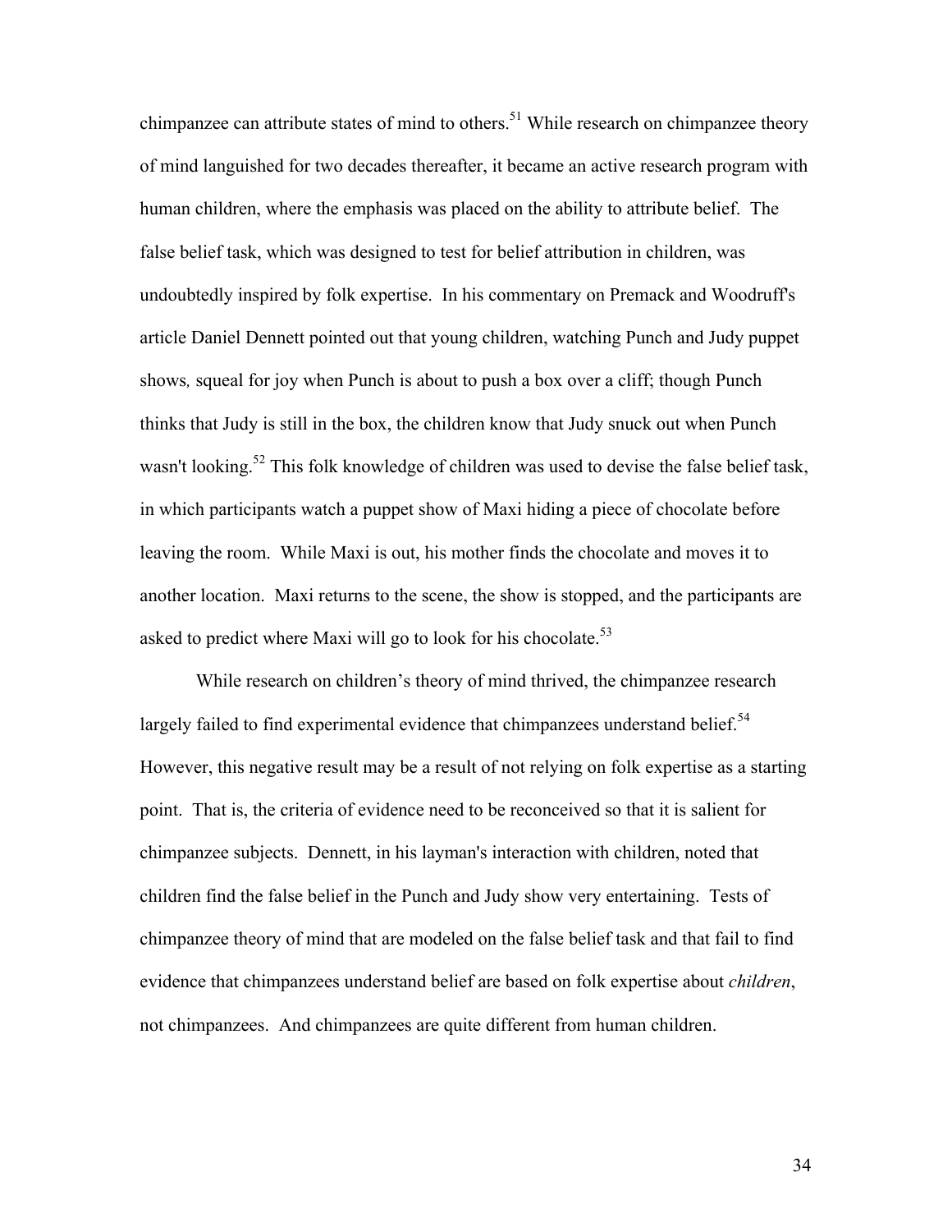chimpanzee can attribute states of mind to others.[51] While research on chimpanzee theory of mind languished for two decades thereafter, it became an active research program with human children, where the emphasis was placed on the ability to attribute belief. The false belief task, which was designed to test for belief attribution in children, was undoubtedly inspired by folk expertise. In his commentary on Premack and Woodruff's article Daniel Dennett pointed out that young children, watching Punch and Judy puppet shows*,* squeal for joy when Punch is about to push a box over a cliff; though Punch thinks that Judy is still in the box, the children know that Judy snuck out when Punch wasn't looking.[52] This folk knowledge of children was used to devise the false belief task, in which participants watch a puppet show of Maxi hiding a piece of chocolate before leaving the room. While Maxi is out, his mother finds the chocolate and moves it to another location. Maxi returns to the scene, the show is stopped, and the participants are asked to predict where Maxi will go to look for his chocolate.[53]

While research on children's theory of mind thrived, the chimpanzee research largely failed to find experimental evidence that chimpanzees understand belief.[54] However, this negative result may be a result of not relying on folk expertise as a starting point. That is, the criteria of evidence need to be reconceived so that it is salient for chimpanzee subjects. Dennett, in his layman's interaction with children, noted that children find the false belief in the Punch and Judy show very entertaining. Tests of chimpanzee theory of mind that are modeled on the false belief task and that fail to find evidence that chimpanzees understand belief are based on folk expertise about *children*, not chimpanzees. And chimpanzees are quite different from human children.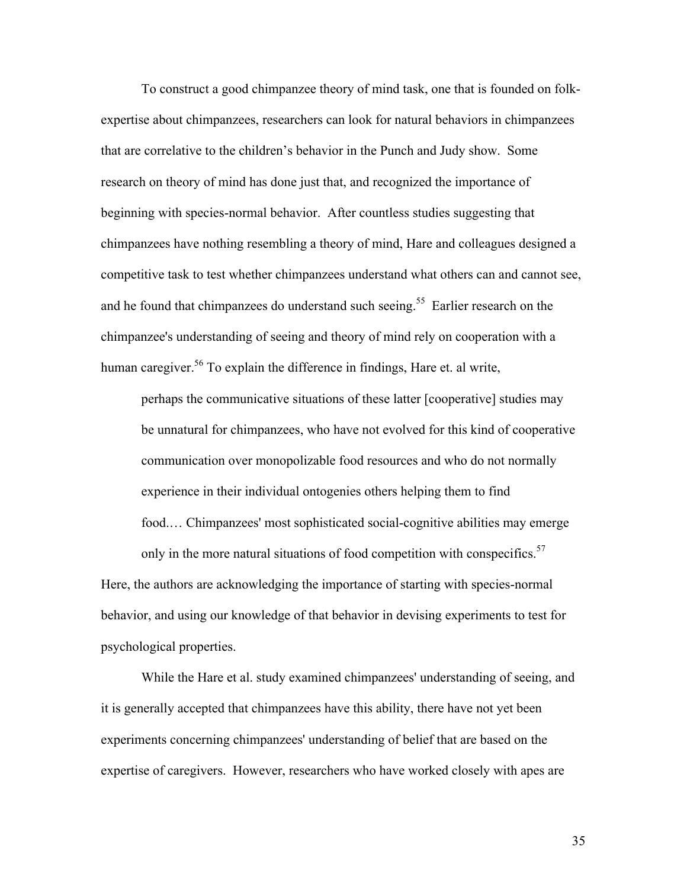To construct a good chimpanzee theory of mind task, one that is founded on folk-expertise about chimpanzees, researchers can look for natural behaviors in chimpanzees that are correlative to the children's behavior in the Punch and Judy show. Some research on theory of mind has done just that, and recognized the importance of beginning with species-normal behavior. After countless studies suggesting that chimpanzees have nothing resembling a theory of mind, Hare and colleagues designed a competitive task to test whether chimpanzees understand what others can and cannot see, and he found that chimpanzees do understand such seeing.[55] Earlier research on the chimpanzee's understanding of seeing and theory of mind rely on cooperation with a human caregiver.[56] To explain the difference in findings, Hare et. al write,

> perhaps the communicative situations of these latter [cooperative] studies may be unnatural for chimpanzees, who have not evolved for this kind of cooperative communication over monopolizable food resources and who do not normally experience in their individual ontogenies others helping them to find food.… Chimpanzees' most sophisticated social-cognitive abilities may emerge only in the more natural situations of food competition with conspecifics.[57]

Here, the authors are acknowledging the importance of starting with species-normal behavior, and using our knowledge of that behavior in devising experiments to test for psychological properties.

While the Hare et al. study examined chimpanzees' understanding of seeing, and it is generally accepted that chimpanzees have this ability, there have not yet been experiments concerning chimpanzees' understanding of belief that are based on the expertise of caregivers. However, researchers who have worked closely with apes are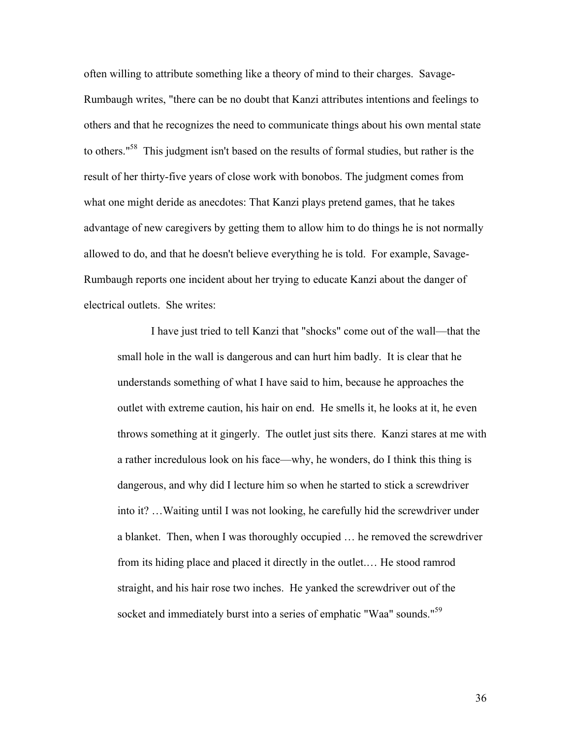often willing to attribute something like a theory of mind to their charges. Savage-Rumbaugh writes, "there can be no doubt that Kanzi attributes intentions and feelings to others and that he recognizes the need to communicate things about his own mental state to others."[58] This judgment isn't based on the results of formal studies, but rather is the result of her thirty-five years of close work with bonobos. The judgment comes from what one might deride as anecdotes: That Kanzi plays pretend games, that he takes advantage of new caregivers by getting them to allow him to do things he is not normally allowed to do, and that he doesn't believe everything he is told. For example, Savage-Rumbaugh reports one incident about her trying to educate Kanzi about the danger of electrical outlets. She writes:

> I have just tried to tell Kanzi that "shocks" come out of the wall—that the small hole in the wall is dangerous and can hurt him badly. It is clear that he understands something of what I have said to him, because he approaches the outlet with extreme caution, his hair on end. He smells it, he looks at it, he even throws something at it gingerly. The outlet just sits there. Kanzi stares at me with a rather incredulous look on his face—why, he wonders, do I think this thing is dangerous, and why did I lecture him so when he started to stick a screwdriver into it? …Waiting until I was not looking, he carefully hid the screwdriver under a blanket. Then, when I was thoroughly occupied … he removed the screwdriver from its hiding place and placed it directly in the outlet.… He stood ramrod straight, and his hair rose two inches. He yanked the screwdriver out of the socket and immediately burst into a series of emphatic "Waa" sounds."[59]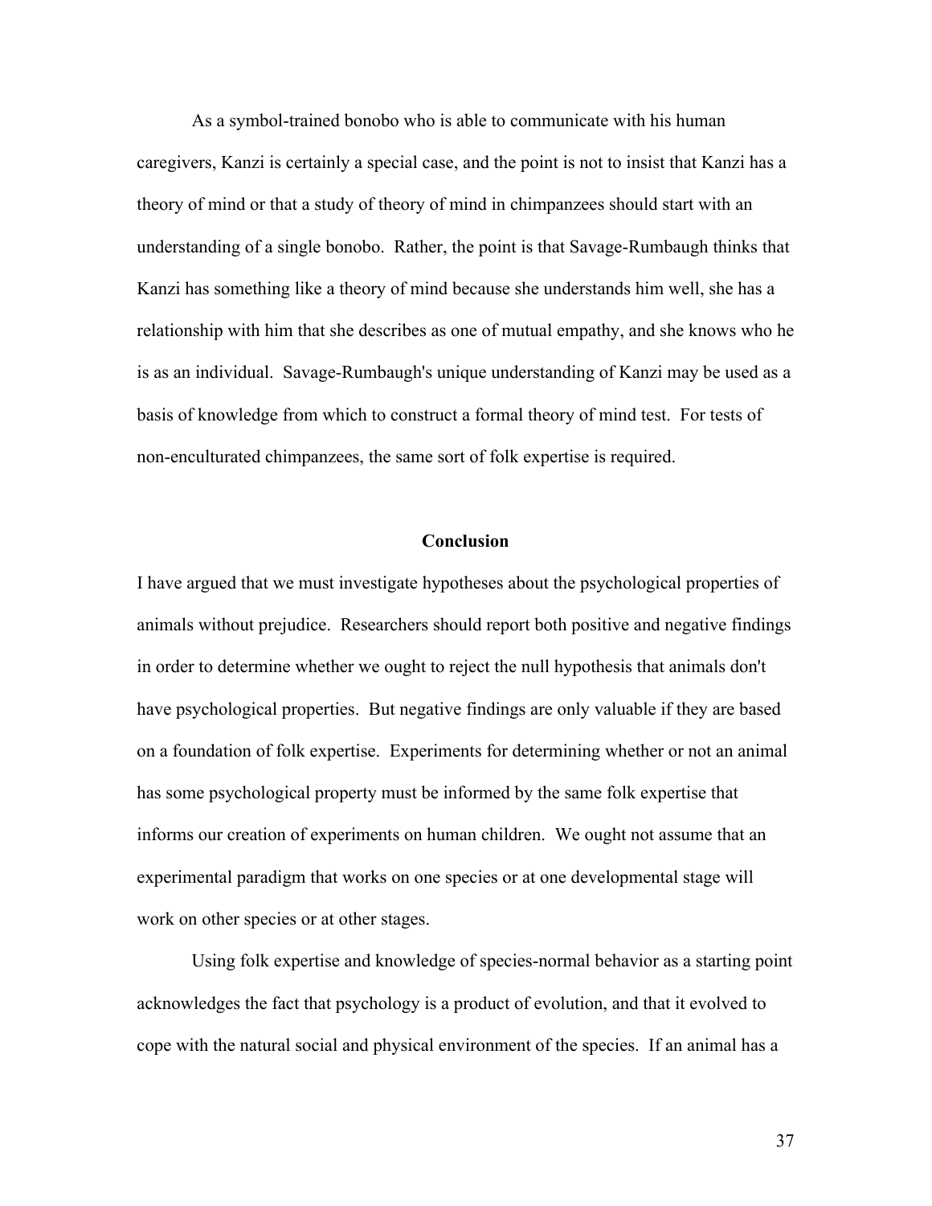As a symbol-trained bonobo who is able to communicate with his human caregivers, Kanzi is certainly a special case, and the point is not to insist that Kanzi has a theory of mind or that a study of theory of mind in chimpanzees should start with an understanding of a single bonobo. Rather, the point is that Savage-Rumbaugh thinks that Kanzi has something like a theory of mind because she understands him well, she has a relationship with him that she describes as one of mutual empathy, and she knows who he is as an individual. Savage-Rumbaugh's unique understanding of Kanzi may be used as a basis of knowledge from which to construct a formal theory of mind test. For tests of non-enculturated chimpanzees, the same sort of folk expertise is required.

## Conclusion

I have argued that we must investigate hypotheses about the psychological properties of animals without prejudice. Researchers should report both positive and negative findings in order to determine whether we ought to reject the null hypothesis that animals don't have psychological properties. But negative findings are only valuable if they are based on a foundation of folk expertise. Experiments for determining whether or not an animal has some psychological property must be informed by the same folk expertise that informs our creation of experiments on human children. We ought not assume that an experimental paradigm that works on one species or at one developmental stage will work on other species or at other stages.

Using folk expertise and knowledge of species-normal behavior as a starting point acknowledges the fact that psychology is a product of evolution, and that it evolved to cope with the natural social and physical environment of the species. If an animal has a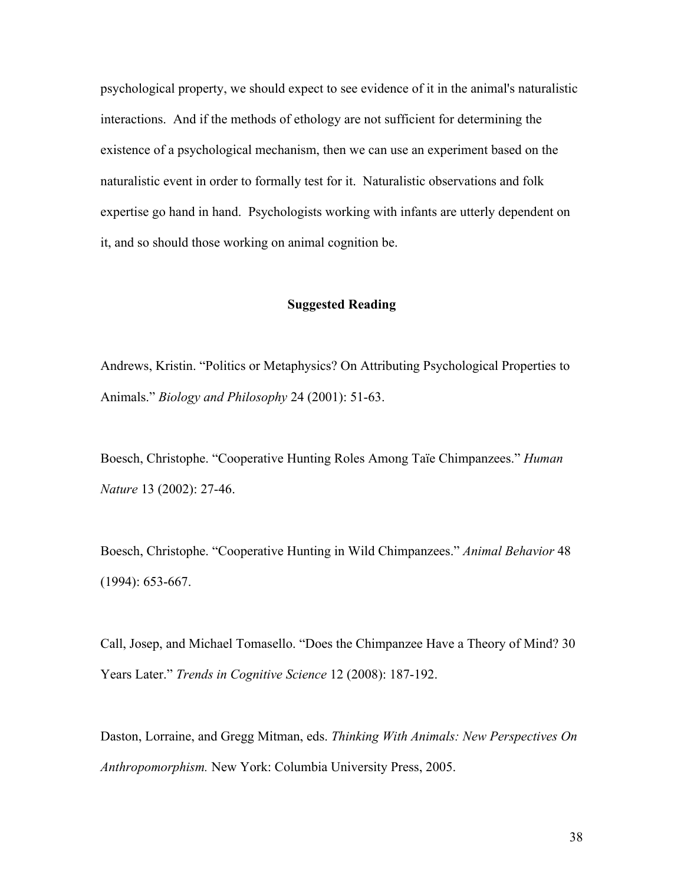psychological property, we should expect to see evidence of it in the animal's naturalistic interactions. And if the methods of ethology are not sufficient for determining the existence of a psychological mechanism, then we can use an experiment based on the naturalistic event in order to formally test for it. Naturalistic observations and folk expertise go hand in hand. Psychologists working with infants are utterly dependent on it, and so should those working on animal cognition be.

## Suggested Reading

Andrews, Kristin. "Politics or Metaphysics? On Attributing Psychological Properties to Animals." *Biology and Philosophy* 24 (2001): 51-63.

Boesch, Christophe. "Cooperative Hunting Roles Among Taïe Chimpanzees." *Human Nature* 13 (2002): 27-46.

Boesch, Christophe. "Cooperative Hunting in Wild Chimpanzees." *Animal Behavior* 48 (1994): 653-667.

Call, Josep, and Michael Tomasello. "Does the Chimpanzee Have a Theory of Mind? 30 Years Later." *Trends in Cognitive Science* 12 (2008): 187-192.

Daston, Lorraine, and Gregg Mitman, eds. *Thinking With Animals: New Perspectives On Anthropomorphism.* New York: Columbia University Press, 2005.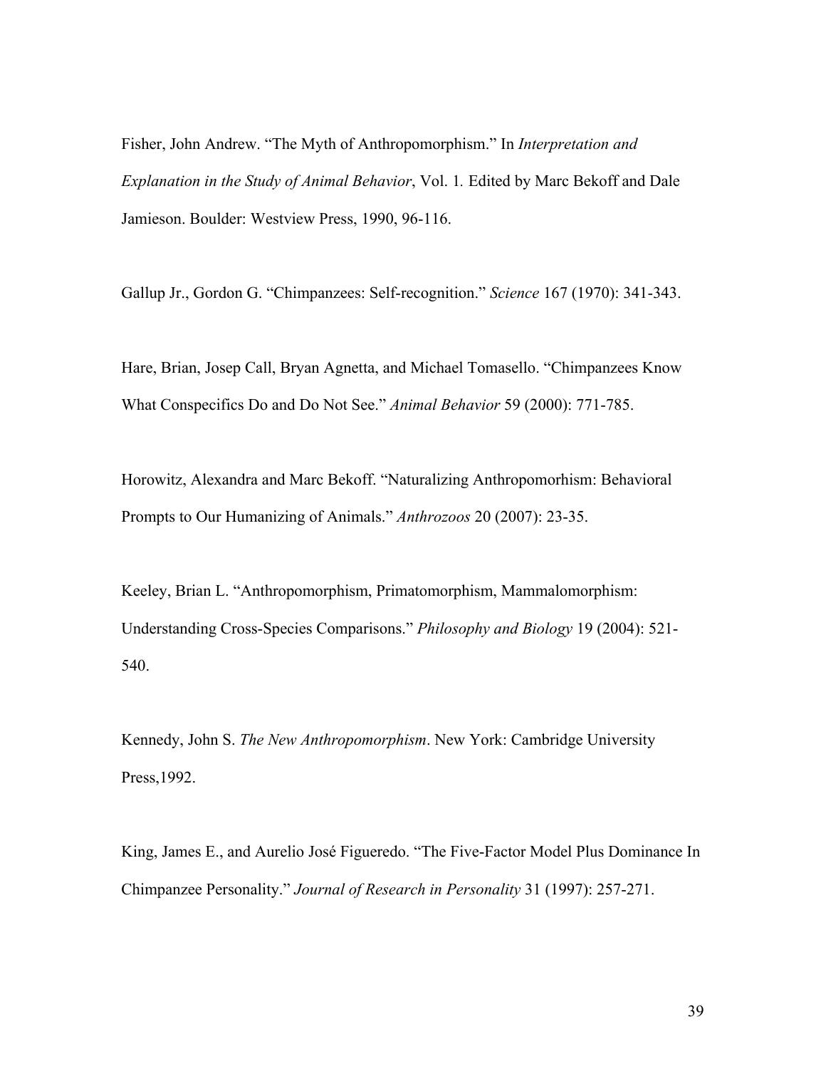Fisher, John Andrew. "The Myth of Anthropomorphism." In *Interpretation and Explanation in the Study of Animal Behavior*, Vol. 1. Edited by Marc Bekoff and Dale Jamieson. Boulder: Westview Press, 1990, 96-116.

Gallup Jr., Gordon G. "Chimpanzees: Self-recognition." *Science* 167 (1970): 341-343.

Hare, Brian, Josep Call, Bryan Agnetta, and Michael Tomasello. "Chimpanzees Know What Conspecifics Do and Do Not See." *Animal Behavior* 59 (2000): 771-785.

Horowitz, Alexandra and Marc Bekoff. "Naturalizing Anthropomorhism: Behavioral Prompts to Our Humanizing of Animals." *Anthrozoos* 20 (2007): 23-35.

Keeley, Brian L. "Anthropomorphism, Primatomorphism, Mammalomorphism: Understanding Cross-Species Comparisons." *Philosophy and Biology* 19 (2004): 521-540.

Kennedy, John S. *The New Anthropomorphism*. New York: Cambridge University Press,1992.

King, James E., and Aurelio José Figueredo. "The Five-Factor Model Plus Dominance In Chimpanzee Personality." *Journal of Research in Personality* 31 (1997): 257-271.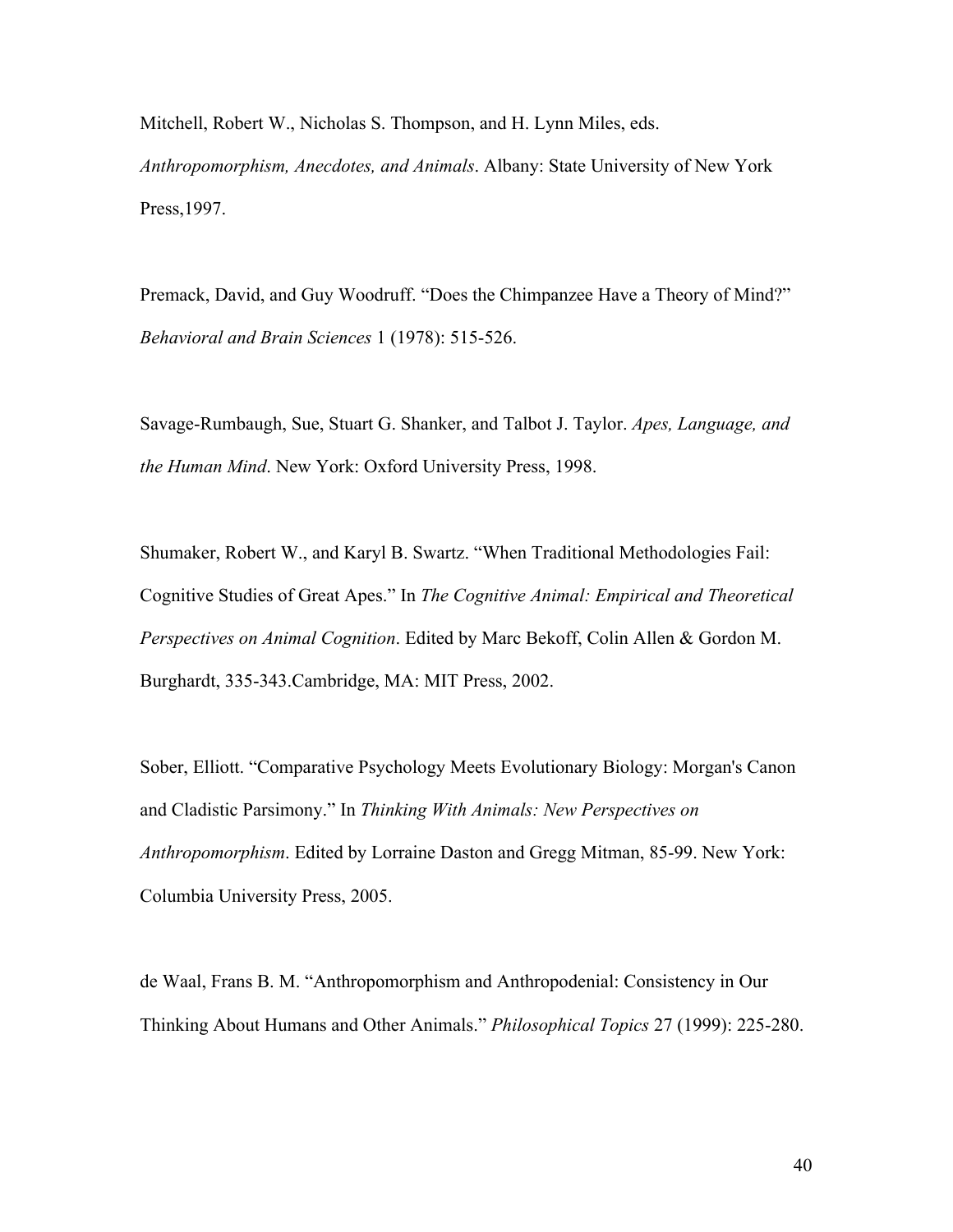Mitchell, Robert W., Nicholas S. Thompson, and H. Lynn Miles, eds. *Anthropomorphism, Anecdotes, and Animals*. Albany: State University of New York Press,1997.

Premack, David, and Guy Woodruff. "Does the Chimpanzee Have a Theory of Mind?" *Behavioral and Brain Sciences* 1 (1978): 515-526.

Savage-Rumbaugh, Sue, Stuart G. Shanker, and Talbot J. Taylor. *Apes, Language, and the Human Mind*. New York: Oxford University Press, 1998.

Shumaker, Robert W., and Karyl B. Swartz. "When Traditional Methodologies Fail: Cognitive Studies of Great Apes." In *The Cognitive Animal: Empirical and Theoretical Perspectives on Animal Cognition*. Edited by Marc Bekoff, Colin Allen & Gordon M. Burghardt, 335-343.Cambridge, MA: MIT Press, 2002.

Sober, Elliott. "Comparative Psychology Meets Evolutionary Biology: Morgan's Canon and Cladistic Parsimony." In *Thinking With Animals: New Perspectives on Anthropomorphism*. Edited by Lorraine Daston and Gregg Mitman, 85-99. New York: Columbia University Press, 2005.

de Waal, Frans B. M. "Anthropomorphism and Anthropodenial: Consistency in Our Thinking About Humans and Other Animals." *Philosophical Topics* 27 (1999): 225-280.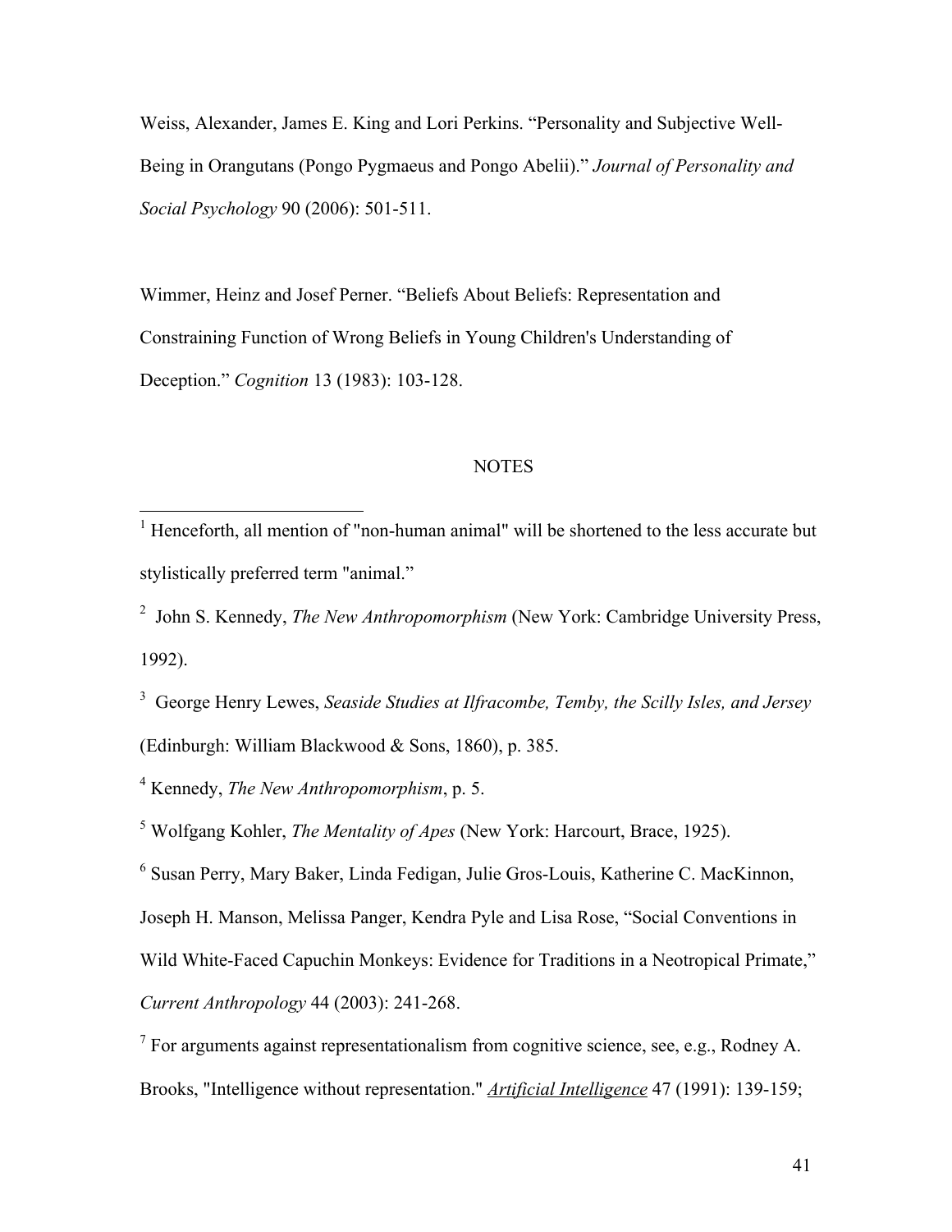Weiss, Alexander, James E. King and Lori Perkins. "Personality and Subjective Well-Being in Orangutans (Pongo Pygmaeus and Pongo Abelii)." *Journal of Personality and Social Psychology* 90 (2006): 501-511.

Wimmer, Heinz and Josef Perner. "Beliefs About Beliefs: Representation and Constraining Function of Wrong Beliefs in Young Children's Understanding of Deception." *Cognition* 13 (1983): 103-128.

## NOTES

[1] Henceforth, all mention of "non-human animal" will be shortened to the less accurate but stylistically preferred term "animal."

[2] John S. Kennedy, *The New Anthropomorphism* (New York: Cambridge University Press, 1992).

[3] George Henry Lewes, *Seaside Studies at Ilfracombe, Temby, the Scilly Isles, and Jersey* (Edinburgh: William Blackwood & Sons, 1860), p. 385.

[4] Kennedy, *The New Anthropomorphism*, p. 5.

[5] Wolfgang Kohler, *The Mentality of Apes* (New York: Harcourt, Brace, 1925).

[6] Susan Perry, Mary Baker, Linda Fedigan, Julie Gros-Louis, Katherine C. MacKinnon, Joseph H. Manson, Melissa Panger, Kendra Pyle and Lisa Rose, "Social Conventions in Wild White-Faced Capuchin Monkeys: Evidence for Traditions in a Neotropical Primate," *Current Anthropology* 44 (2003): 241-268.

[7] For arguments against representationalism from cognitive science, see, e.g., Rodney A. Brooks, "Intelligence without representation." *Artificial Intelligence* 47 (1991): 139-159;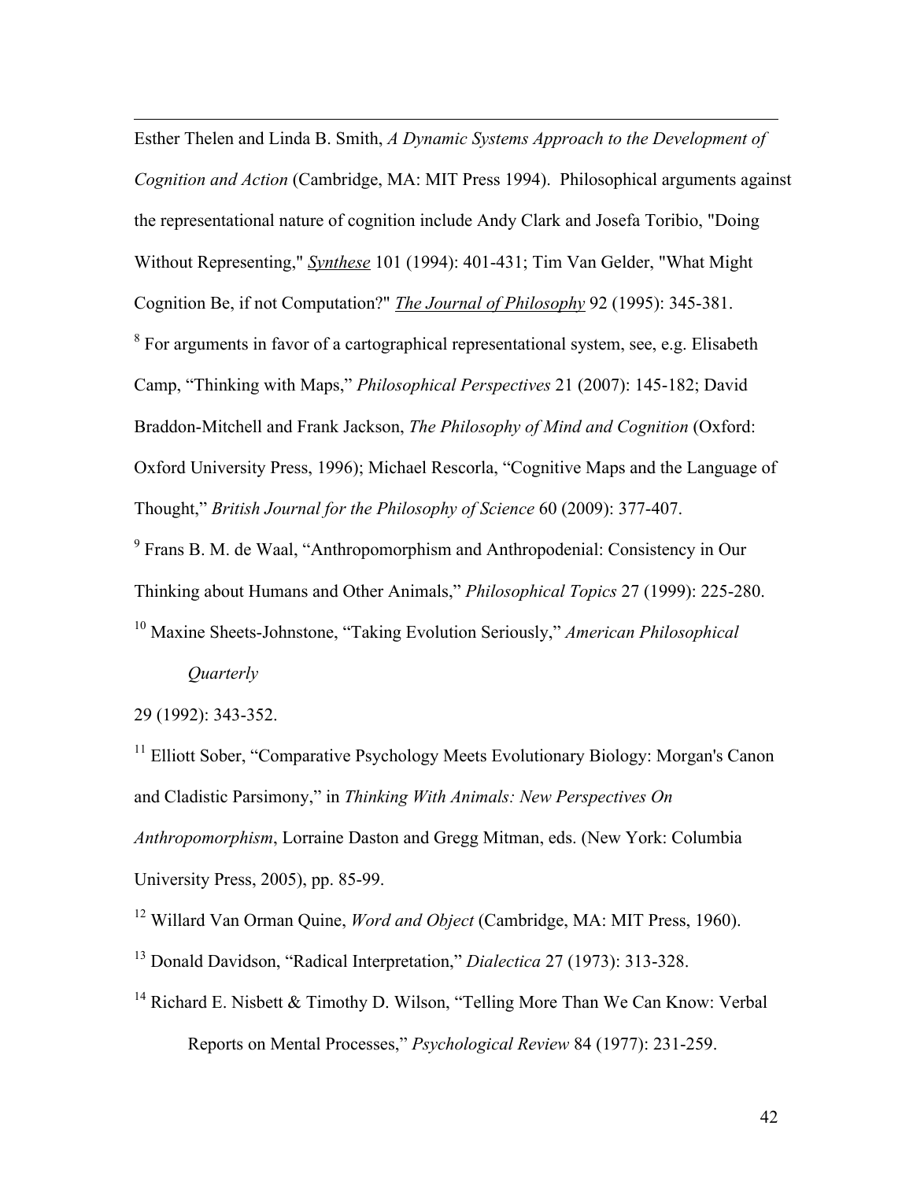Esther Thelen and Linda B. Smith, *A Dynamic Systems Approach to the Development of Cognition and Action* (Cambridge, MA: MIT Press 1994). Philosophical arguments against the representational nature of cognition include Andy Clark and Josefa Toribio, "Doing Without Representing," *Synthese* 101 (1994): 401-431; Tim Van Gelder, "What Might Cognition Be, if not Computation?" *The Journal of Philosophy* 92 (1995): 345-381.

[8] For arguments in favor of a cartographical representational system, see, e.g. Elisabeth Camp, "Thinking with Maps," *Philosophical Perspectives* 21 (2007): 145-182; David Braddon-Mitchell and Frank Jackson, *The Philosophy of Mind and Cognition* (Oxford: Oxford University Press, 1996); Michael Rescorla, "Cognitive Maps and the Language of Thought," *British Journal for the Philosophy of Science* 60 (2009): 377-407.

[9] Frans B. M. de Waal, "Anthropomorphism and Anthropodenial: Consistency in Our Thinking about Humans and Other Animals," *Philosophical Topics* 27 (1999): 225-280.

[10] Maxine Sheets-Johnstone, "Taking Evolution Seriously," *American Philosophical Quarterly* 29 (1992): 343-352.

[11] Elliott Sober, "Comparative Psychology Meets Evolutionary Biology: Morgan's Canon and Cladistic Parsimony," in *Thinking With Animals: New Perspectives On Anthropomorphism*, Lorraine Daston and Gregg Mitman, eds. (New York: Columbia University Press, 2005), pp. 85-99.

[12] Willard Van Orman Quine, *Word and Object* (Cambridge, MA: MIT Press, 1960).

[13] Donald Davidson, "Radical Interpretation," *Dialectica* 27 (1973): 313-328.

[14] Richard E. Nisbett & Timothy D. Wilson, "Telling More Than We Can Know: Verbal Reports on Mental Processes," *Psychological Review* 84 (1977): 231-259.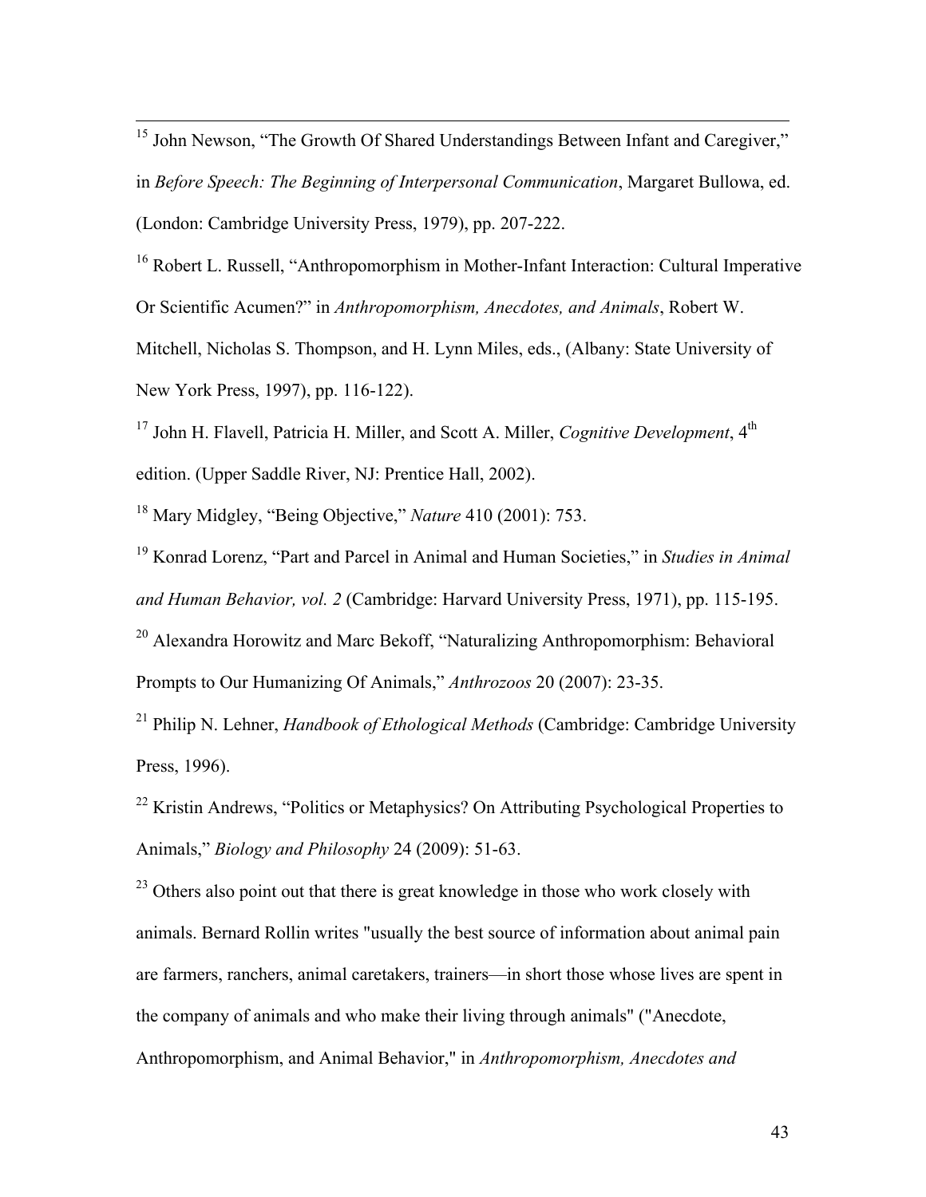[15] John Newson, "The Growth Of Shared Understandings Between Infant and Caregiver," in *Before Speech: The Beginning of Interpersonal Communication*, Margaret Bullowa, ed. (London: Cambridge University Press, 1979), pp. 207-222.

[16] Robert L. Russell, "Anthropomorphism in Mother-Infant Interaction: Cultural Imperative Or Scientific Acumen?" in *Anthropomorphism, Anecdotes, and Animals*, Robert W. Mitchell, Nicholas S. Thompson, and H. Lynn Miles, eds., (Albany: State University of New York Press, 1997), pp. 116-122).

[17] John H. Flavell, Patricia H. Miller, and Scott A. Miller, *Cognitive Development*, 4th edition. (Upper Saddle River, NJ: Prentice Hall, 2002).

[18] Mary Midgley, "Being Objective," *Nature* 410 (2001): 753.

[19] Konrad Lorenz, "Part and Parcel in Animal and Human Societies," in *Studies in Animal and Human Behavior, vol. 2* (Cambridge: Harvard University Press, 1971), pp. 115-195.

[20] Alexandra Horowitz and Marc Bekoff, "Naturalizing Anthropomorphism: Behavioral Prompts to Our Humanizing Of Animals," *Anthrozoos* 20 (2007): 23-35.

[21] Philip N. Lehner, *Handbook of Ethological Methods* (Cambridge: Cambridge University Press, 1996).

[22] Kristin Andrews, "Politics or Metaphysics? On Attributing Psychological Properties to Animals," *Biology and Philosophy* 24 (2009): 51-63.

[23] Others also point out that there is great knowledge in those who work closely with animals. Bernard Rollin writes "usually the best source of information about animal pain are farmers, ranchers, animal caretakers, trainers—in short those whose lives are spent in the company of animals and who make their living through animals" ("Anecdote, Anthropomorphism, and Animal Behavior," in *Anthropomorphism, Anecdotes and*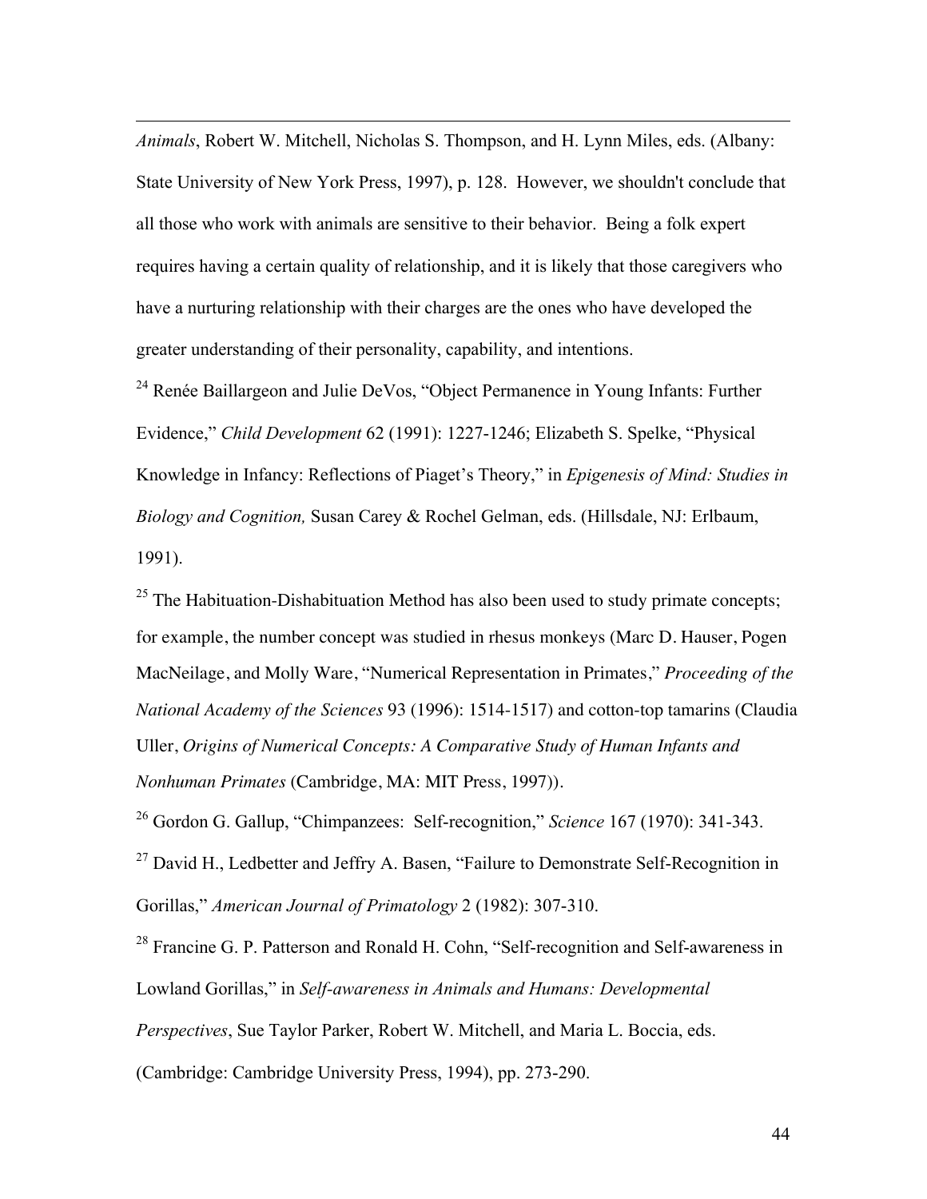*Animals*, Robert W. Mitchell, Nicholas S. Thompson, and H. Lynn Miles, eds. (Albany: State University of New York Press, 1997), p. 128. However, we shouldn't conclude that all those who work with animals are sensitive to their behavior. Being a folk expert requires having a certain quality of relationship, and it is likely that those caregivers who have a nurturing relationship with their charges are the ones who have developed the greater understanding of their personality, capability, and intentions.

[24] Renée Baillargeon and Julie DeVos, "Object Permanence in Young Infants: Further Evidence," *Child Development* 62 (1991): 1227-1246; Elizabeth S. Spelke, "Physical Knowledge in Infancy: Reflections of Piaget's Theory," in *Epigenesis of Mind: Studies in Biology and Cognition,* Susan Carey & Rochel Gelman, eds. (Hillsdale, NJ: Erlbaum, 1991).

[25] The Habituation-Dishabituation Method has also been used to study primate concepts; for example, the number concept was studied in rhesus monkeys (Marc D. Hauser, Pogen MacNeilage, and Molly Ware, "Numerical Representation in Primates," *Proceeding of the National Academy of the Sciences* 93 (1996): 1514-1517) and cotton-top tamarins (Claudia Uller, *Origins of Numerical Concepts: A Comparative Study of Human Infants and Nonhuman Primates* (Cambridge, MA: MIT Press, 1997)).

[26] Gordon G. Gallup, "Chimpanzees: Self-recognition," *Science* 167 (1970): 341-343.

[27] David H., Ledbetter and Jeffry A. Basen, "Failure to Demonstrate Self-Recognition in Gorillas," *American Journal of Primatology* 2 (1982): 307-310.

[28] Francine G. P. Patterson and Ronald H. Cohn, "Self-recognition and Self-awareness in Lowland Gorillas," in *Self-awareness in Animals and Humans: Developmental Perspectives*, Sue Taylor Parker, Robert W. Mitchell, and Maria L. Boccia, eds. (Cambridge: Cambridge University Press, 1994), pp. 273-290.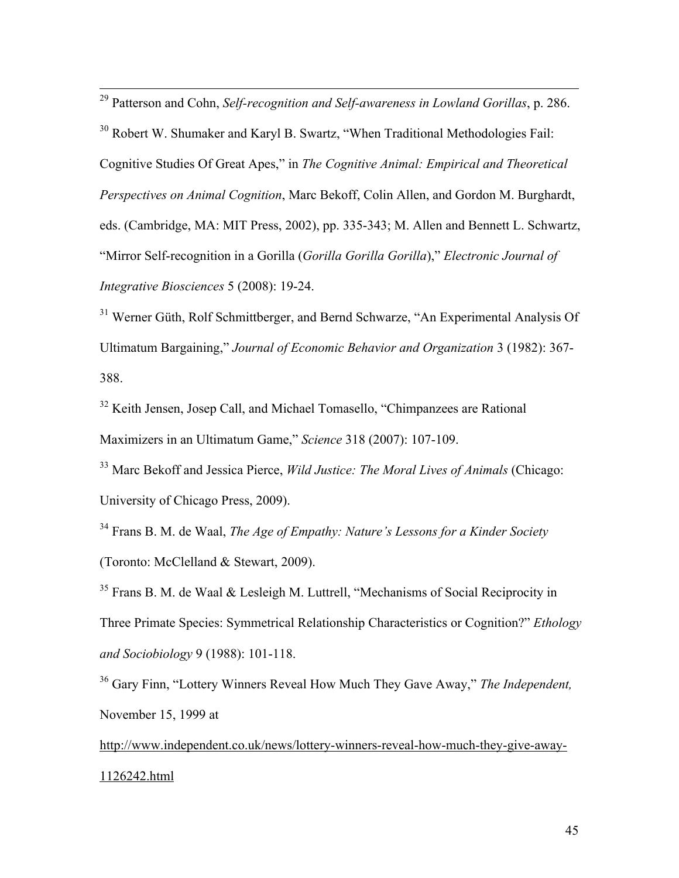[29] Patterson and Cohn, *Self-recognition and Self-awareness in Lowland Gorillas*, p. 286.

[30] Robert W. Shumaker and Karyl B. Swartz, "When Traditional Methodologies Fail: Cognitive Studies Of Great Apes," in *The Cognitive Animal: Empirical and Theoretical Perspectives on Animal Cognition*, Marc Bekoff, Colin Allen, and Gordon M. Burghardt, eds. (Cambridge, MA: MIT Press, 2002), pp. 335-343; M. Allen and Bennett L. Schwartz, "Mirror Self-recognition in a Gorilla (*Gorilla Gorilla Gorilla*)," *Electronic Journal of Integrative Biosciences* 5 (2008): 19-24.

[31] Werner Güth, Rolf Schmittberger, and Bernd Schwarze, "An Experimental Analysis Of Ultimatum Bargaining," *Journal of Economic Behavior and Organization* 3 (1982): 367-388.

[32] Keith Jensen, Josep Call, and Michael Tomasello, "Chimpanzees are Rational Maximizers in an Ultimatum Game," *Science* 318 (2007): 107-109.

[33] Marc Bekoff and Jessica Pierce, *Wild Justice: The Moral Lives of Animals* (Chicago: University of Chicago Press, 2009).

[34] Frans B. M. de Waal, *The Age of Empathy: Nature's Lessons for a Kinder Society* (Toronto: McClelland & Stewart, 2009).

[35] Frans B. M. de Waal & Lesleigh M. Luttrell, "Mechanisms of Social Reciprocity in Three Primate Species: Symmetrical Relationship Characteristics or Cognition?" *Ethology and Sociobiology* 9 (1988): 101-118.

[36] Gary Finn, "Lottery Winners Reveal How Much They Gave Away," *The Independent,* November 15, 1999 at http://www.independent.co.uk/news/lottery-winners-reveal-how-much-they-give-away-1126242.html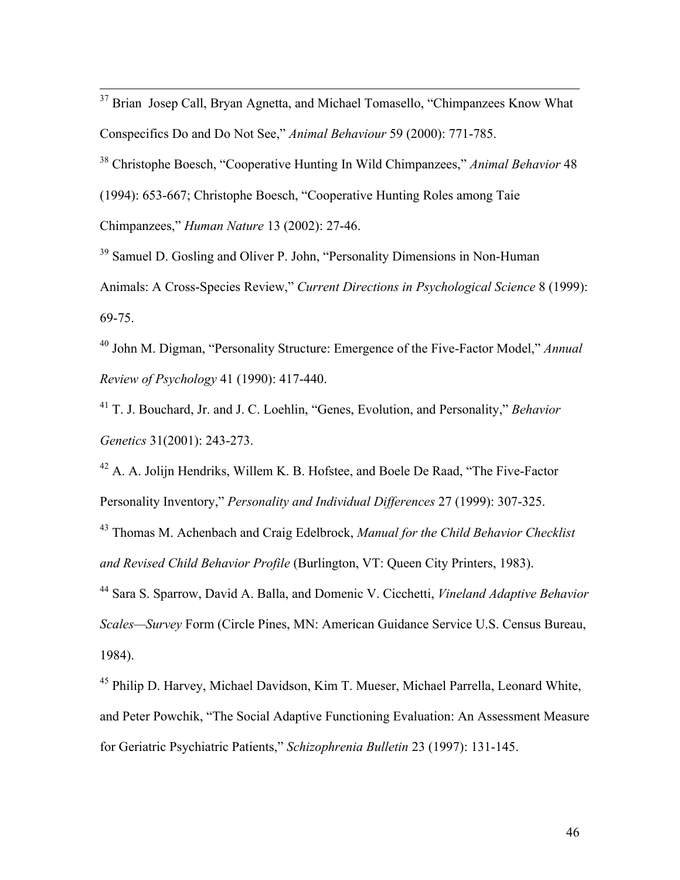[37] Brian  Josep Call, Bryan Agnetta, and Michael Tomasello, "Chimpanzees Know What Conspecifics Do and Do Not See," *Animal Behaviour* 59 (2000): 771-785.

[38] Christophe Boesch, "Cooperative Hunting In Wild Chimpanzees," *Animal Behavior* 48 (1994): 653-667; Christophe Boesch, "Cooperative Hunting Roles among Taie Chimpanzees," *Human Nature* 13 (2002): 27-46.

[39] Samuel D. Gosling and Oliver P. John, "Personality Dimensions in Non-Human Animals: A Cross-Species Review," *Current Directions in Psychological Science* 8 (1999): 69-75.

[40] John M. Digman, "Personality Structure: Emergence of the Five-Factor Model," *Annual Review of Psychology* 41 (1990): 417-440.

[41] T. J. Bouchard, Jr. and J. C. Loehlin, "Genes, Evolution, and Personality," *Behavior Genetics* 31(2001): 243-273.

[42] A. A. Jolijn Hendriks, Willem K. B. Hofstee, and Boele De Raad, "The Five-Factor Personality Inventory," *Personality and Individual Differences* 27 (1999): 307-325.

[43] Thomas M. Achenbach and Craig Edelbrock, *Manual for the Child Behavior Checklist and Revised Child Behavior Profile* (Burlington, VT: Queen City Printers, 1983).

[44] Sara S. Sparrow, David A. Balla, and Domenic V. Cicchetti, *Vineland Adaptive Behavior Scales—Survey* Form (Circle Pines, MN: American Guidance Service U.S. Census Bureau, 1984).

[45] Philip D. Harvey, Michael Davidson, Kim T. Mueser, Michael Parrella, Leonard White, and Peter Powchik, "The Social Adaptive Functioning Evaluation: An Assessment Measure for Geriatric Psychiatric Patients," *Schizophrenia Bulletin* 23 (1997): 131-145.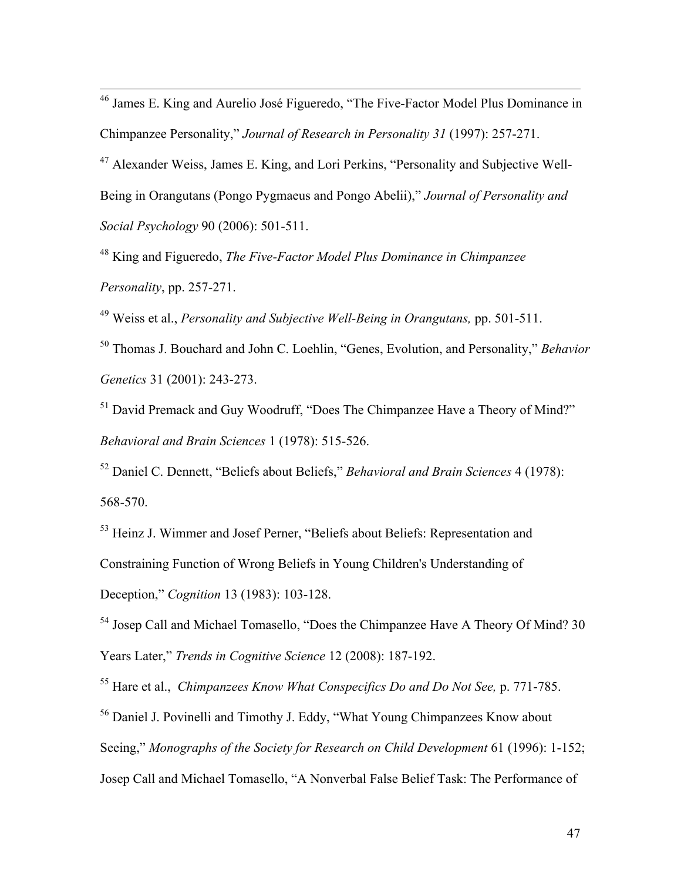[46] James E. King and Aurelio José Figueredo, "The Five-Factor Model Plus Dominance in Chimpanzee Personality," *Journal of Research in Personality 31* (1997): 257-271.

[47] Alexander Weiss, James E. King, and Lori Perkins, "Personality and Subjective Well-Being in Orangutans (Pongo Pygmaeus and Pongo Abelii)," *Journal of Personality and Social Psychology* 90 (2006): 501-511.

[48] King and Figueredo, *The Five-Factor Model Plus Dominance in Chimpanzee Personality*, pp. 257-271.

[49] Weiss et al., *Personality and Subjective Well-Being in Orangutans,* pp. 501-511.

[50] Thomas J. Bouchard and John C. Loehlin, "Genes, Evolution, and Personality," *Behavior Genetics* 31 (2001): 243-273.

[51] David Premack and Guy Woodruff, "Does The Chimpanzee Have a Theory of Mind?" *Behavioral and Brain Sciences* 1 (1978): 515-526.

[52] Daniel C. Dennett, "Beliefs about Beliefs," *Behavioral and Brain Sciences* 4 (1978): 568-570.

[53] Heinz J. Wimmer and Josef Perner, "Beliefs about Beliefs: Representation and Constraining Function of Wrong Beliefs in Young Children's Understanding of Deception," *Cognition* 13 (1983): 103-128.

[54] Josep Call and Michael Tomasello, "Does the Chimpanzee Have A Theory Of Mind? 30 Years Later," *Trends in Cognitive Science* 12 (2008): 187-192.

[55] Hare et al., *Chimpanzees Know What Conspecifics Do and Do Not See,* p. 771-785.

[56] Daniel J. Povinelli and Timothy J. Eddy, "What Young Chimpanzees Know about Seeing," *Monographs of the Society for Research on Child Development* 61 (1996): 1-152; Josep Call and Michael Tomasello, "A Nonverbal False Belief Task: The Performance of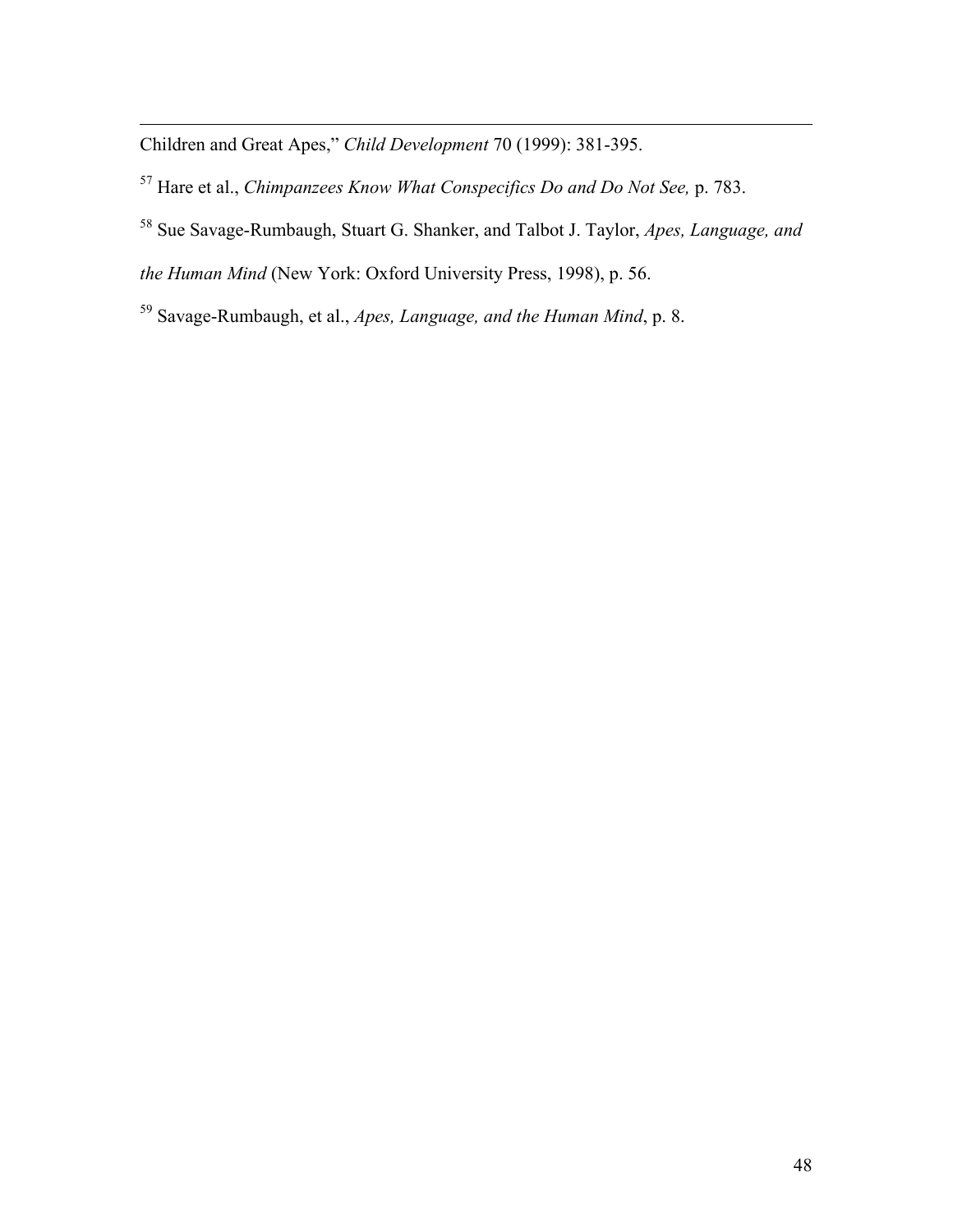Children and Great Apes," *Child Development* 70 (1999): 381-395.

[57] Hare et al., *Chimpanzees Know What Conspecifics Do and Do Not See,* p. 783.

[58] Sue Savage-Rumbaugh, Stuart G. Shanker, and Talbot J. Taylor, *Apes, Language, and the Human Mind* (New York: Oxford University Press, 1998), p. 56.

[59] Savage-Rumbaugh, et al., *Apes, Language, and the Human Mind*, p. 8.